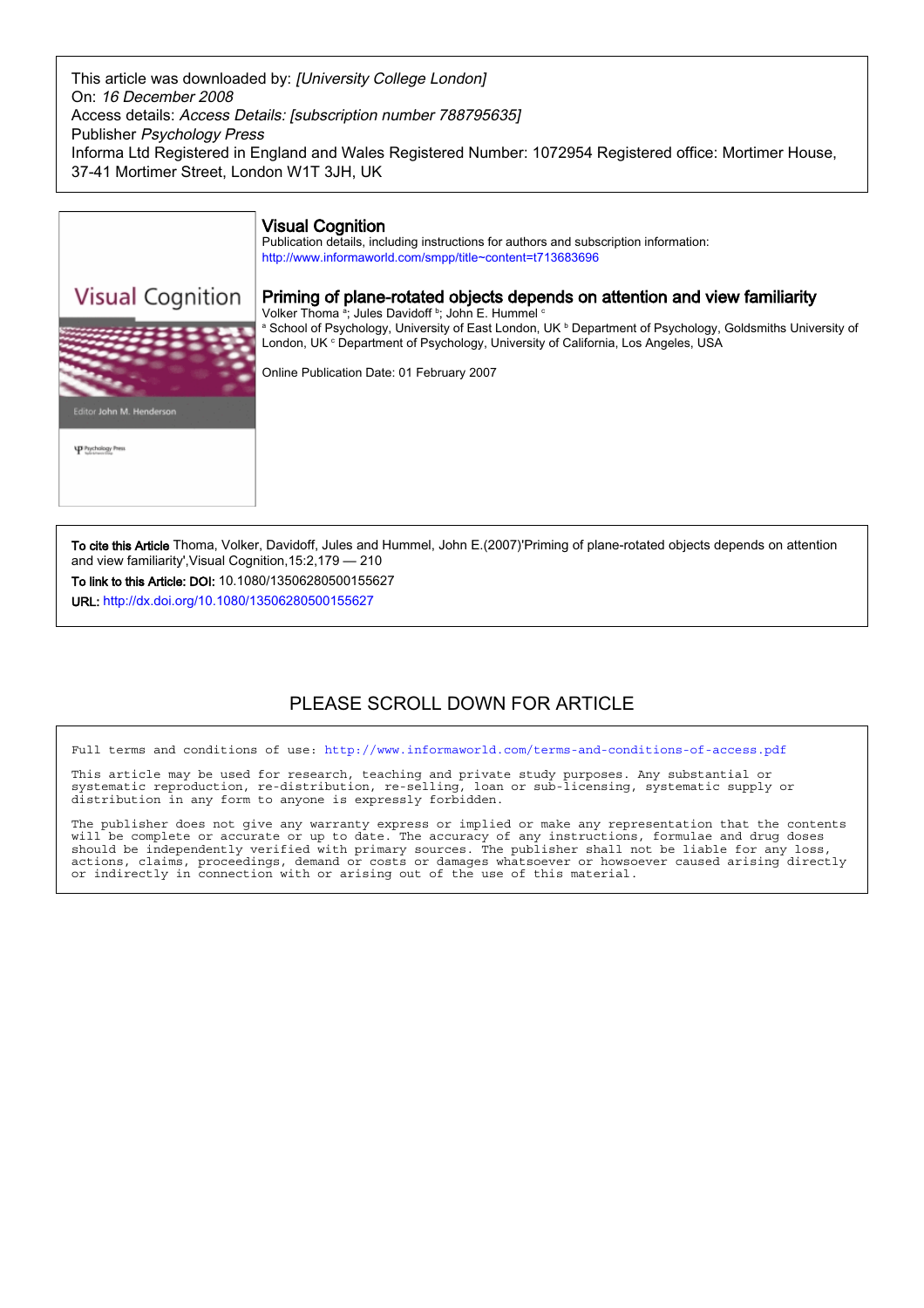This article was downloaded by: *[University College London]*
On: *16 December 2008*
Access details: *Access Details: [subscription number 788795635]*
Publisher *Psychology Press*
Informa Ltd Registered in England and Wales Registered Number: 1072954 Registered office: Mortimer House, 37-41 Mortimer Street, London W1T 3JH, UK

# Visual Cognition

Publication details, including instructions for authors and subscription information:
http://www.informaworld.com/smpp/title~content=t713683696

## Priming of plane-rotated objects depends on attention and view familiarity

Volker Thoma [a]; Jules Davidoff [b]; John E. Hummel [c]

[a] School of Psychology, University of East London, UK [b] Department of Psychology, Goldsmiths University of London, UK [c] Department of Psychology, University of California, Los Angeles, USA

Online Publication Date: 01 February 2007

**To cite this Article** Thoma, Volker, Davidoff, Jules and Hummel, John E.(2007)'Priming of plane-rotated objects depends on attention and view familiarity',Visual Cognition,15:2,179 — 210

**To link to this Article: DOI:** 10.1080/13506280500155627

**URL:** http://dx.doi.org/10.1080/13506280500155627

PLEASE SCROLL DOWN FOR ARTICLE

Full terms and conditions of use: http://www.informaworld.com/terms-and-conditions-of-access.pdf

This article may be used for research, teaching and private study purposes. Any substantial or systematic reproduction, re-distribution, re-selling, loan or sub-licensing, systematic supply or distribution in any form to anyone is expressly forbidden.

The publisher does not give any warranty express or implied or make any representation that the contents will be complete or accurate or up to date. The accuracy of any instructions, formulae and drug doses should be independently verified with primary sources. The publisher shall not be liable for any loss, actions, claims, proceedings, demand or costs or damages whatsoever or howsoever caused arising directly or indirectly in connection with or arising out of the use of this material.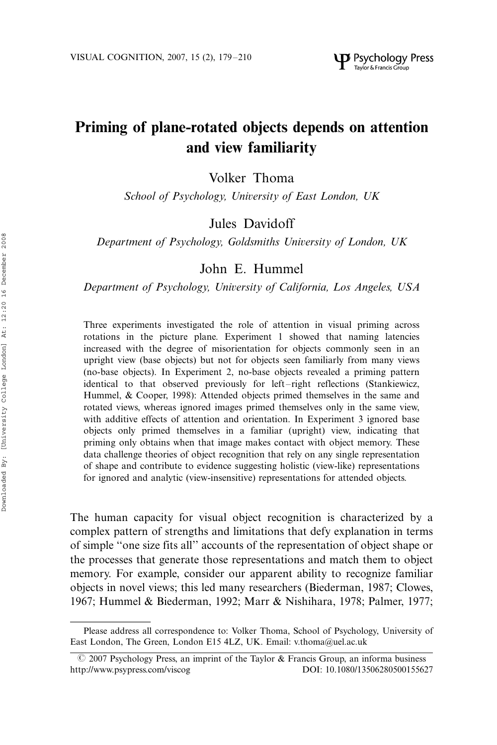# Priming of plane-rotated objects depends on attention and view familiarity

Volker Thoma

*School of Psychology, University of East London, UK*

Jules Davidoff

*Department of Psychology, Goldsmiths University of London, UK*

John E. Hummel

*Department of Psychology, University of California, Los Angeles, USA*

Three experiments investigated the role of attention in visual priming across rotations in the picture plane. Experiment 1 showed that naming latencies increased with the degree of misorientation for objects commonly seen in an upright view (base objects) but not for objects seen familiarly from many views (no-base objects). In Experiment 2, no-base objects revealed a priming pattern identical to that observed previously for left–right reflections (Stankiewicz, Hummel, & Cooper, 1998): Attended objects primed themselves in the same and rotated views, whereas ignored images primed themselves only in the same view, with additive effects of attention and orientation. In Experiment 3 ignored base objects only primed themselves in a familiar (upright) view, indicating that priming only obtains when that image makes contact with object memory. These data challenge theories of object recognition that rely on any single representation of shape and contribute to evidence suggesting holistic (view-like) representations for ignored and analytic (view-insensitive) representations for attended objects.

The human capacity for visual object recognition is characterized by a complex pattern of strengths and limitations that defy explanation in terms of simple "one size fits all" accounts of the representation of object shape or the processes that generate those representations and match them to object memory. For example, consider our apparent ability to recognize familiar objects in novel views; this led many researchers (Biederman, 1987; Clowes, 1967; Hummel & Biederman, 1992; Marr & Nishihara, 1978; Palmer, 1977;

---

Please address all correspondence to: Volker Thoma, School of Psychology, University of East London, The Green, London E15 4LZ, UK. Email: v.thoma@uel.ac.uk

© 2007 Psychology Press, an imprint of the Taylor & Francis Group, an informa business
http://www.psypress.com/viscog DOI: 10.1080/13506280500155627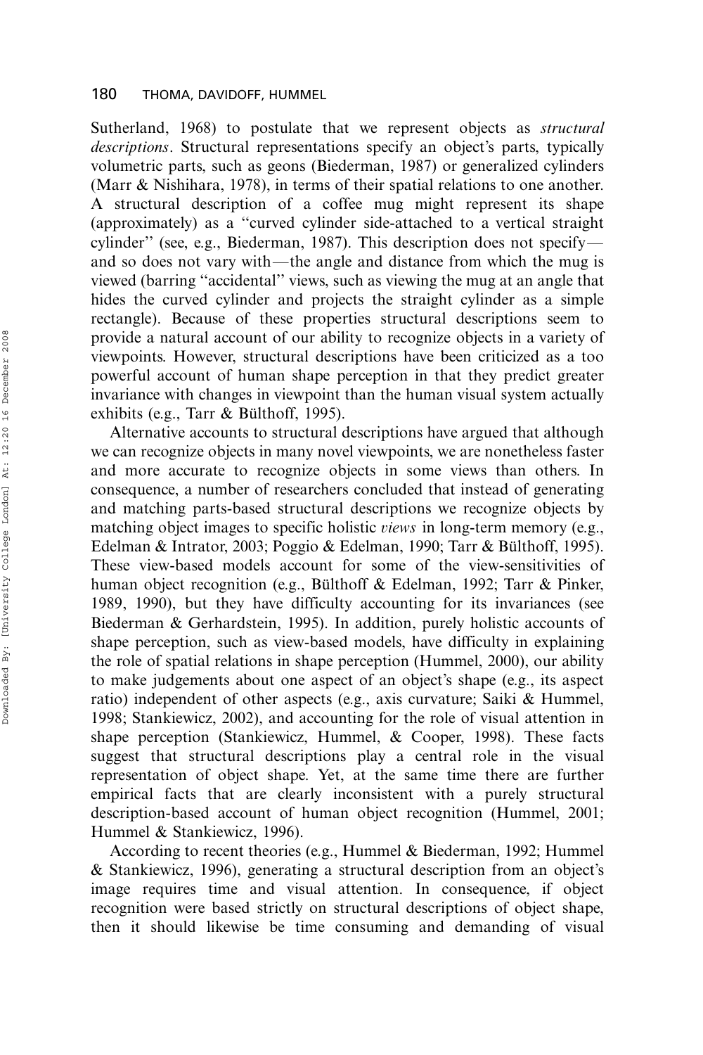Sutherland, 1968) to postulate that we represent objects as *structural descriptions*. Structural representations specify an object's parts, typically volumetric parts, such as geons (Biederman, 1987) or generalized cylinders (Marr & Nishihara, 1978), in terms of their spatial relations to one another. A structural description of a coffee mug might represent its shape (approximately) as a "curved cylinder side-attached to a vertical straight cylinder" (see, e.g., Biederman, 1987). This description does not specify—and so does not vary with—the angle and distance from which the mug is viewed (barring "accidental" views, such as viewing the mug at an angle that hides the curved cylinder and projects the straight cylinder as a simple rectangle). Because of these properties structural descriptions seem to provide a natural account of our ability to recognize objects in a variety of viewpoints. However, structural descriptions have been criticized as a too powerful account of human shape perception in that they predict greater invariance with changes in viewpoint than the human visual system actually exhibits (e.g., Tarr & Bülthoff, 1995).

Alternative accounts to structural descriptions have argued that although we can recognize objects in many novel viewpoints, we are nonetheless faster and more accurate to recognize objects in some views than others. In consequence, a number of researchers concluded that instead of generating and matching parts-based structural descriptions we recognize objects by matching object images to specific holistic *views* in long-term memory (e.g., Edelman & Intrator, 2003; Poggio & Edelman, 1990; Tarr & Bülthoff, 1995). These view-based models account for some of the view-sensitivities of human object recognition (e.g., Bülthoff & Edelman, 1992; Tarr & Pinker, 1989, 1990), but they have difficulty accounting for its invariances (see Biederman & Gerhardstein, 1995). In addition, purely holistic accounts of shape perception, such as view-based models, have difficulty in explaining the role of spatial relations in shape perception (Hummel, 2000), our ability to make judgements about one aspect of an object's shape (e.g., its aspect ratio) independent of other aspects (e.g., axis curvature; Saiki & Hummel, 1998; Stankiewicz, 2002), and accounting for the role of visual attention in shape perception (Stankiewicz, Hummel, & Cooper, 1998). These facts suggest that structural descriptions play a central role in the visual representation of object shape. Yet, at the same time there are further empirical facts that are clearly inconsistent with a purely structural description-based account of human object recognition (Hummel, 2001; Hummel & Stankiewicz, 1996).

According to recent theories (e.g., Hummel & Biederman, 1992; Hummel & Stankiewicz, 1996), generating a structural description from an object's image requires time and visual attention. In consequence, if object recognition were based strictly on structural descriptions of object shape, then it should likewise be time consuming and demanding of visual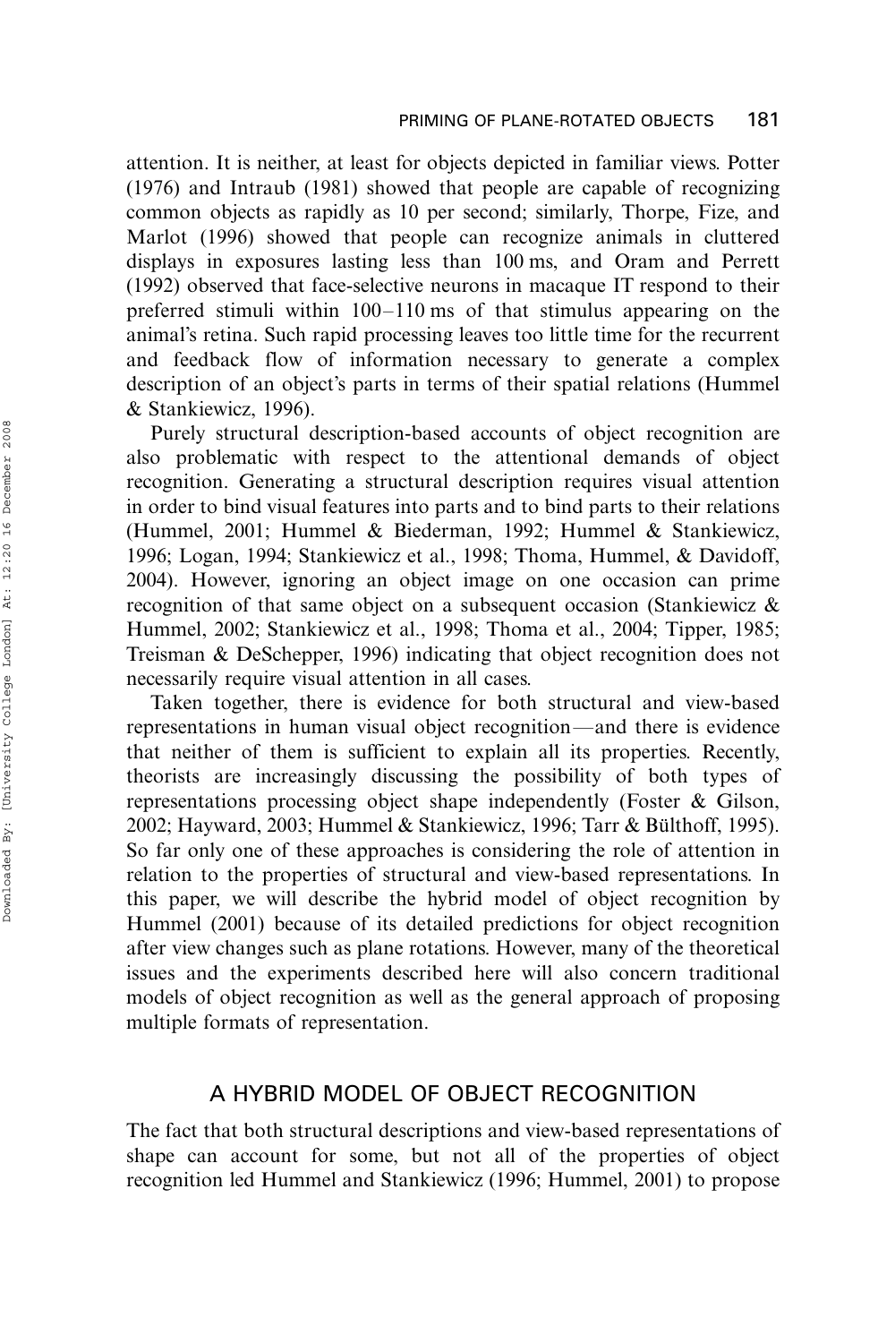attention. It is neither, at least for objects depicted in familiar views. Potter (1976) and Intraub (1981) showed that people are capable of recognizing common objects as rapidly as 10 per second; similarly, Thorpe, Fize, and Marlot (1996) showed that people can recognize animals in cluttered displays in exposures lasting less than 100 ms, and Oram and Perrett (1992) observed that face-selective neurons in macaque IT respond to their preferred stimuli within 100–110 ms of that stimulus appearing on the animal's retina. Such rapid processing leaves too little time for the recurrent and feedback flow of information necessary to generate a complex description of an object's parts in terms of their spatial relations (Hummel & Stankiewicz, 1996).

Purely structural description-based accounts of object recognition are also problematic with respect to the attentional demands of object recognition. Generating a structural description requires visual attention in order to bind visual features into parts and to bind parts to their relations (Hummel, 2001; Hummel & Biederman, 1992; Hummel & Stankiewicz, 1996; Logan, 1994; Stankiewicz et al., 1998; Thoma, Hummel, & Davidoff, 2004). However, ignoring an object image on one occasion can prime recognition of that same object on a subsequent occasion (Stankiewicz & Hummel, 2002; Stankiewicz et al., 1998; Thoma et al., 2004; Tipper, 1985; Treisman & DeSchepper, 1996) indicating that object recognition does not necessarily require visual attention in all cases.

Taken together, there is evidence for both structural and view-based representations in human visual object recognition—and there is evidence that neither of them is sufficient to explain all its properties. Recently, theorists are increasingly discussing the possibility of both types of representations processing object shape independently (Foster & Gilson, 2002; Hayward, 2003; Hummel & Stankiewicz, 1996; Tarr & Bülthoff, 1995). So far only one of these approaches is considering the role of attention in relation to the properties of structural and view-based representations. In this paper, we will describe the hybrid model of object recognition by Hummel (2001) because of its detailed predictions for object recognition after view changes such as plane rotations. However, many of the theoretical issues and the experiments described here will also concern traditional models of object recognition as well as the general approach of proposing multiple formats of representation.

## A HYBRID MODEL OF OBJECT RECOGNITION

The fact that both structural descriptions and view-based representations of shape can account for some, but not all of the properties of object recognition led Hummel and Stankiewicz (1996; Hummel, 2001) to propose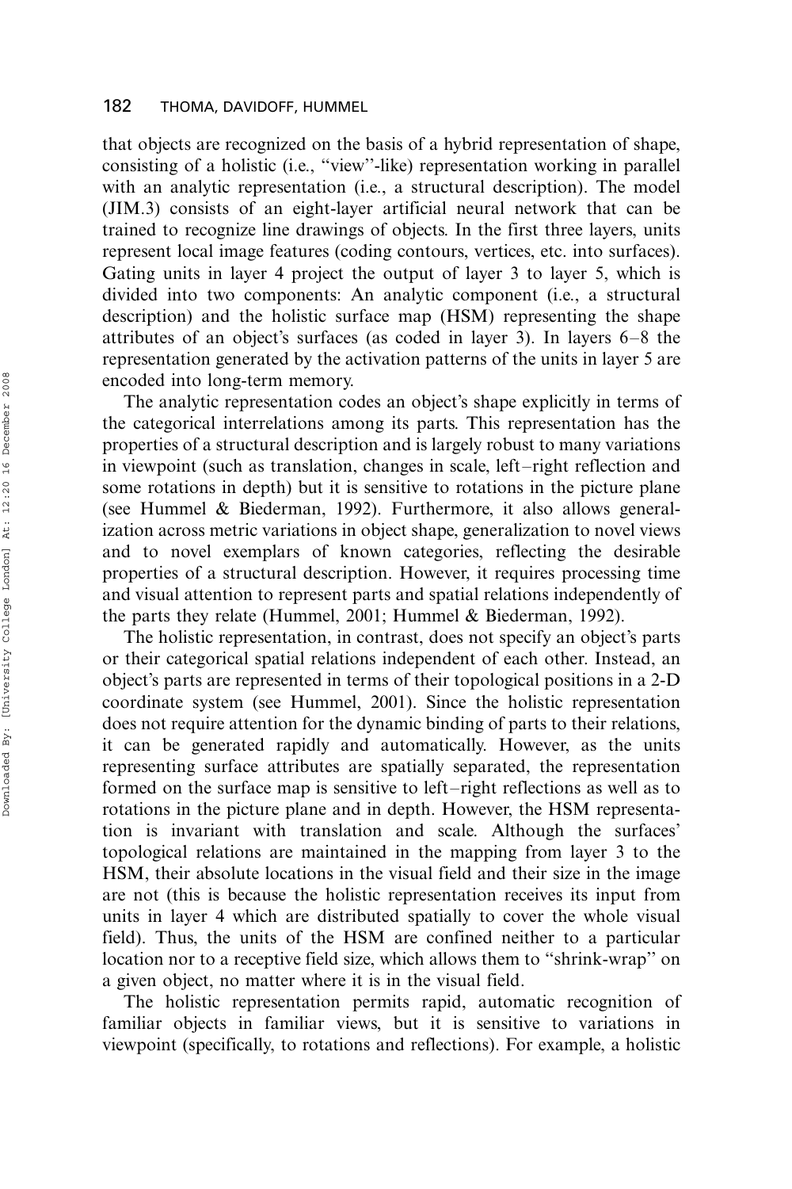that objects are recognized on the basis of a hybrid representation of shape, consisting of a holistic (i.e., "view"-like) representation working in parallel with an analytic representation (i.e., a structural description). The model (JIM.3) consists of an eight-layer artificial neural network that can be trained to recognize line drawings of objects. In the first three layers, units represent local image features (coding contours, vertices, etc. into surfaces). Gating units in layer 4 project the output of layer 3 to layer 5, which is divided into two components: An analytic component (i.e., a structural description) and the holistic surface map (HSM) representing the shape attributes of an object's surfaces (as coded in layer 3). In layers 6–8 the representation generated by the activation patterns of the units in layer 5 are encoded into long-term memory.

The analytic representation codes an object's shape explicitly in terms of the categorical interrelations among its parts. This representation has the properties of a structural description and is largely robust to many variations in viewpoint (such as translation, changes in scale, left–right reflection and some rotations in depth) but it is sensitive to rotations in the picture plane (see Hummel & Biederman, 1992). Furthermore, it also allows generalization across metric variations in object shape, generalization to novel views and to novel exemplars of known categories, reflecting the desirable properties of a structural description. However, it requires processing time and visual attention to represent parts and spatial relations independently of the parts they relate (Hummel, 2001; Hummel & Biederman, 1992).

The holistic representation, in contrast, does not specify an object's parts or their categorical spatial relations independent of each other. Instead, an object's parts are represented in terms of their topological positions in a 2-D coordinate system (see Hummel, 2001). Since the holistic representation does not require attention for the dynamic binding of parts to their relations, it can be generated rapidly and automatically. However, as the units representing surface attributes are spatially separated, the representation formed on the surface map is sensitive to left–right reflections as well as to rotations in the picture plane and in depth. However, the HSM representation is invariant with translation and scale. Although the surfaces' topological relations are maintained in the mapping from layer 3 to the HSM, their absolute locations in the visual field and their size in the image are not (this is because the holistic representation receives its input from units in layer 4 which are distributed spatially to cover the whole visual field). Thus, the units of the HSM are confined neither to a particular location nor to a receptive field size, which allows them to "shrink-wrap" on a given object, no matter where it is in the visual field.

The holistic representation permits rapid, automatic recognition of familiar objects in familiar views, but it is sensitive to variations in viewpoint (specifically, to rotations and reflections). For example, a holistic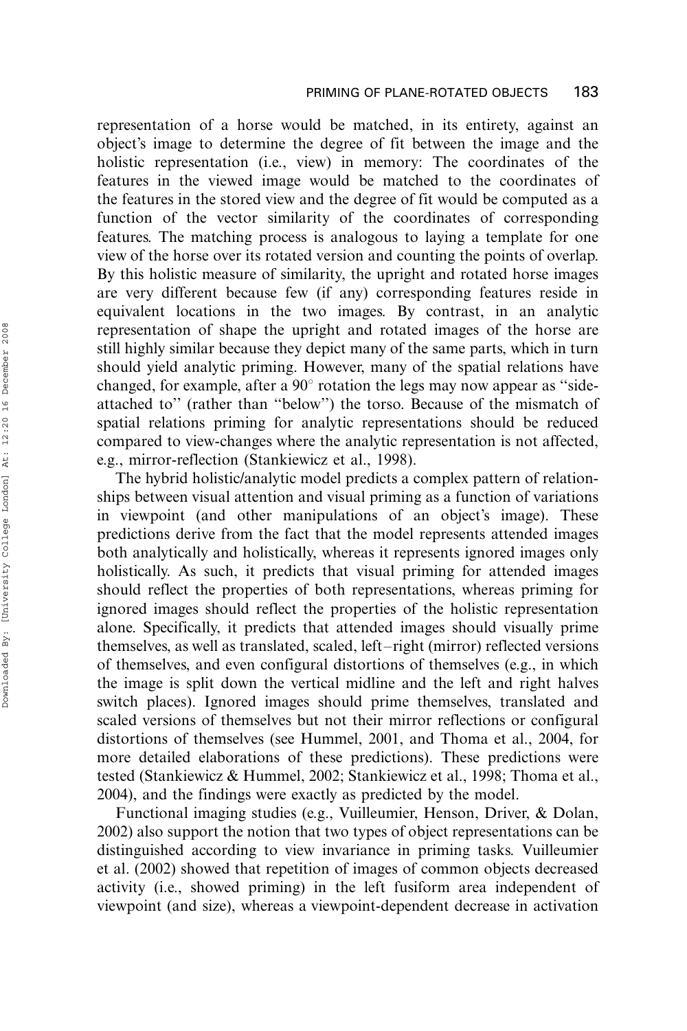representation of a horse would be matched, in its entirety, against an object's image to determine the degree of fit between the image and the holistic representation (i.e., view) in memory: The coordinates of the features in the viewed image would be matched to the coordinates of the features in the stored view and the degree of fit would be computed as a function of the vector similarity of the coordinates of corresponding features. The matching process is analogous to laying a template for one view of the horse over its rotated version and counting the points of overlap. By this holistic measure of similarity, the upright and rotated horse images are very different because few (if any) corresponding features reside in equivalent locations in the two images. By contrast, in an analytic representation of shape the upright and rotated images of the horse are still highly similar because they depict many of the same parts, which in turn should yield analytic priming. However, many of the spatial relations have changed, for example, after a 90° rotation the legs may now appear as "side-attached to" (rather than "below") the torso. Because of the mismatch of spatial relations priming for analytic representations should be reduced compared to view-changes where the analytic representation is not affected, e.g., mirror-reflection (Stankiewicz et al., 1998).

The hybrid holistic/analytic model predicts a complex pattern of relationships between visual attention and visual priming as a function of variations in viewpoint (and other manipulations of an object's image). These predictions derive from the fact that the model represents attended images both analytically and holistically, whereas it represents ignored images only holistically. As such, it predicts that visual priming for attended images should reflect the properties of both representations, whereas priming for ignored images should reflect the properties of the holistic representation alone. Specifically, it predicts that attended images should visually prime themselves, as well as translated, scaled, left–right (mirror) reflected versions of themselves, and even configural distortions of themselves (e.g., in which the image is split down the vertical midline and the left and right halves switch places). Ignored images should prime themselves, translated and scaled versions of themselves but not their mirror reflections or configural distortions of themselves (see Hummel, 2001, and Thoma et al., 2004, for more detailed elaborations of these predictions). These predictions were tested (Stankiewicz & Hummel, 2002; Stankiewicz et al., 1998; Thoma et al., 2004), and the findings were exactly as predicted by the model.

Functional imaging studies (e.g., Vuilleumier, Henson, Driver, & Dolan, 2002) also support the notion that two types of object representations can be distinguished according to view invariance in priming tasks. Vuilleumier et al. (2002) showed that repetition of images of common objects decreased activity (i.e., showed priming) in the left fusiform area independent of viewpoint (and size), whereas a viewpoint-dependent decrease in activation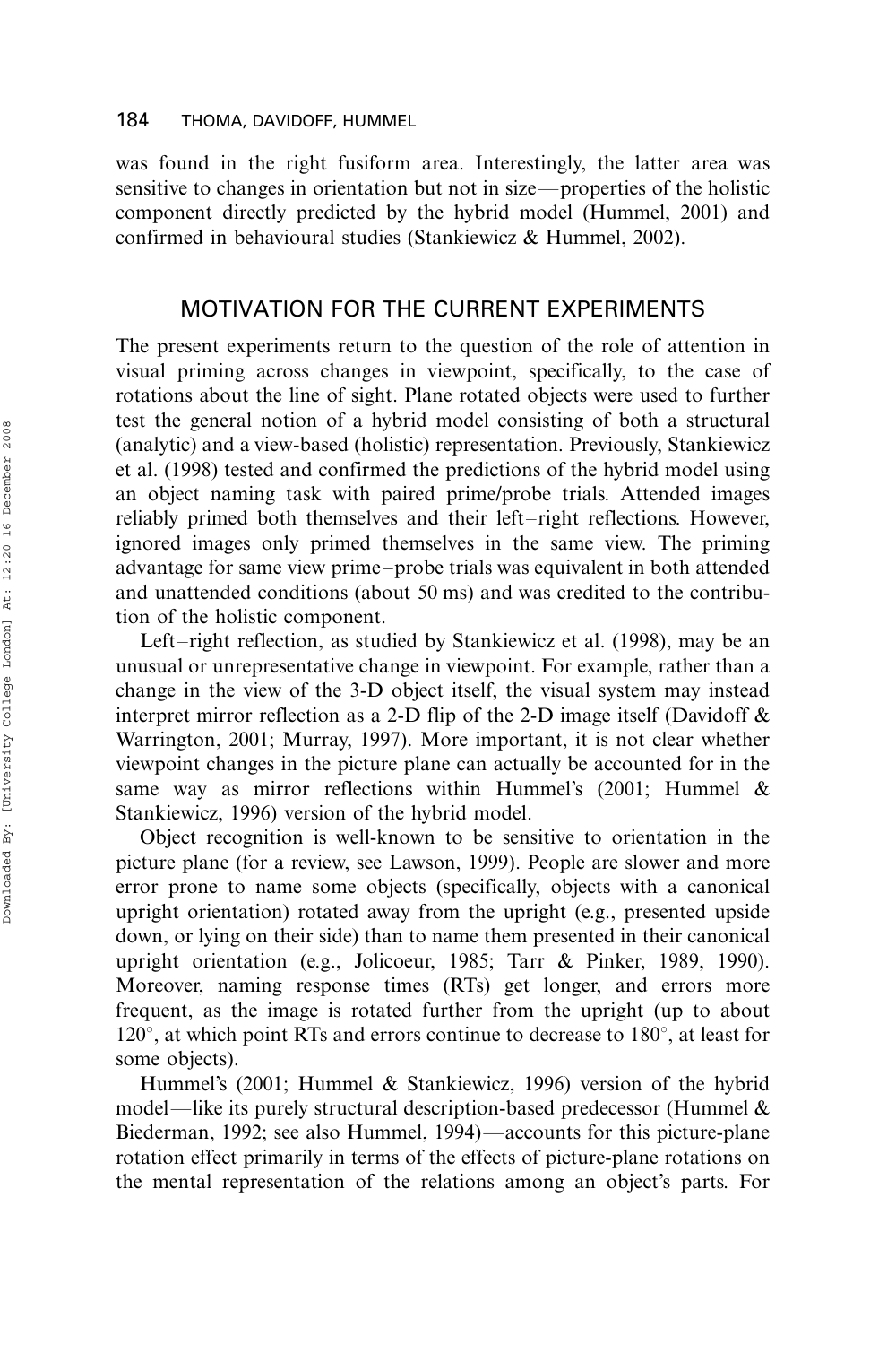was found in the right fusiform area. Interestingly, the latter area was sensitive to changes in orientation but not in size—properties of the holistic component directly predicted by the hybrid model (Hummel, 2001) and confirmed in behavioural studies (Stankiewicz & Hummel, 2002).

## MOTIVATION FOR THE CURRENT EXPERIMENTS

The present experiments return to the question of the role of attention in visual priming across changes in viewpoint, specifically, to the case of rotations about the line of sight. Plane rotated objects were used to further test the general notion of a hybrid model consisting of both a structural (analytic) and a view-based (holistic) representation. Previously, Stankiewicz et al. (1998) tested and confirmed the predictions of the hybrid model using an object naming task with paired prime/probe trials. Attended images reliably primed both themselves and their left–right reflections. However, ignored images only primed themselves in the same view. The priming advantage for same view prime–probe trials was equivalent in both attended and unattended conditions (about 50 ms) and was credited to the contribution of the holistic component.

Left–right reflection, as studied by Stankiewicz et al. (1998), may be an unusual or unrepresentative change in viewpoint. For example, rather than a change in the view of the 3-D object itself, the visual system may instead interpret mirror reflection as a 2-D flip of the 2-D image itself (Davidoff & Warrington, 2001; Murray, 1997). More important, it is not clear whether viewpoint changes in the picture plane can actually be accounted for in the same way as mirror reflections within Hummel's (2001; Hummel & Stankiewicz, 1996) version of the hybrid model.

Object recognition is well-known to be sensitive to orientation in the picture plane (for a review, see Lawson, 1999). People are slower and more error prone to name some objects (specifically, objects with a canonical upright orientation) rotated away from the upright (e.g., presented upside down, or lying on their side) than to name them presented in their canonical upright orientation (e.g., Jolicoeur, 1985; Tarr & Pinker, 1989, 1990). Moreover, naming response times (RTs) get longer, and errors more frequent, as the image is rotated further from the upright (up to about 120°, at which point RTs and errors continue to decrease to 180°, at least for some objects).

Hummel's (2001; Hummel & Stankiewicz, 1996) version of the hybrid model—like its purely structural description-based predecessor (Hummel & Biederman, 1992; see also Hummel, 1994)—accounts for this picture-plane rotation effect primarily in terms of the effects of picture-plane rotations on the mental representation of the relations among an object's parts. For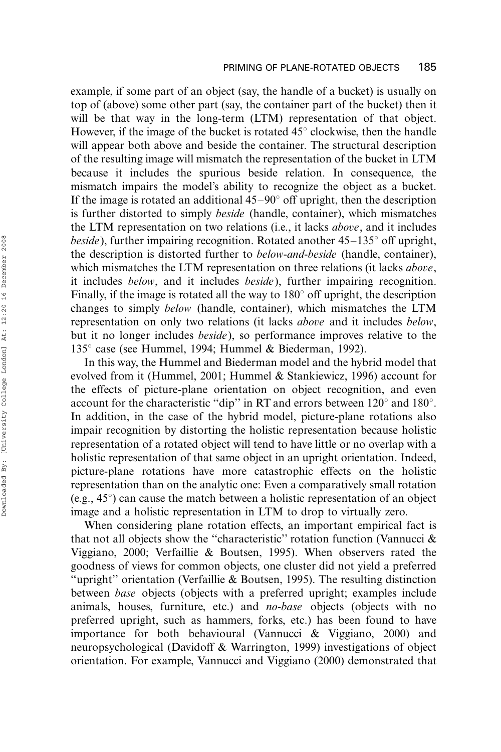example, if some part of an object (say, the handle of a bucket) is usually on top of (above) some other part (say, the container part of the bucket) then it will be that way in the long-term (LTM) representation of that object. However, if the image of the bucket is rotated 45° clockwise, then the handle will appear both above and beside the container. The structural description of the resulting image will mismatch the representation of the bucket in LTM because it includes the spurious beside relation. In consequence, the mismatch impairs the model's ability to recognize the object as a bucket. If the image is rotated an additional 45–90° off upright, then the description is further distorted to simply *beside* (handle, container), which mismatches the LTM representation on two relations (i.e., it lacks *above*, and it includes *beside*), further impairing recognition. Rotated another 45–135° off upright, the description is distorted further to *below-and-beside* (handle, container), which mismatches the LTM representation on three relations (it lacks *above*, it includes *below*, and it includes *beside*), further impairing recognition. Finally, if the image is rotated all the way to 180° off upright, the description changes to simply *below* (handle, container), which mismatches the LTM representation on only two relations (it lacks *above* and it includes *below*, but it no longer includes *beside*), so performance improves relative to the 135° case (see Hummel, 1994; Hummel & Biederman, 1992).

In this way, the Hummel and Biederman model and the hybrid model that evolved from it (Hummel, 2001; Hummel & Stankiewicz, 1996) account for the effects of picture-plane orientation on object recognition, and even account for the characteristic "dip" in RT and errors between 120° and 180°. In addition, in the case of the hybrid model, picture-plane rotations also impair recognition by distorting the holistic representation because holistic representation of a rotated object will tend to have little or no overlap with a holistic representation of that same object in an upright orientation. Indeed, picture-plane rotations have more catastrophic effects on the holistic representation than on the analytic one: Even a comparatively small rotation (e.g., 45°) can cause the match between a holistic representation of an object image and a holistic representation in LTM to drop to virtually zero.

When considering plane rotation effects, an important empirical fact is that not all objects show the "characteristic" rotation function (Vannucci & Viggiano, 2000; Verfaillie & Boutsen, 1995). When observers rated the goodness of views for common objects, one cluster did not yield a preferred "upright" orientation (Verfaillie & Boutsen, 1995). The resulting distinction between *base* objects (objects with a preferred upright; examples include animals, houses, furniture, etc.) and *no-base* objects (objects with no preferred upright, such as hammers, forks, etc.) has been found to have importance for both behavioural (Vannucci & Viggiano, 2000) and neuropsychological (Davidoff & Warrington, 1999) investigations of object orientation. For example, Vannucci and Viggiano (2000) demonstrated that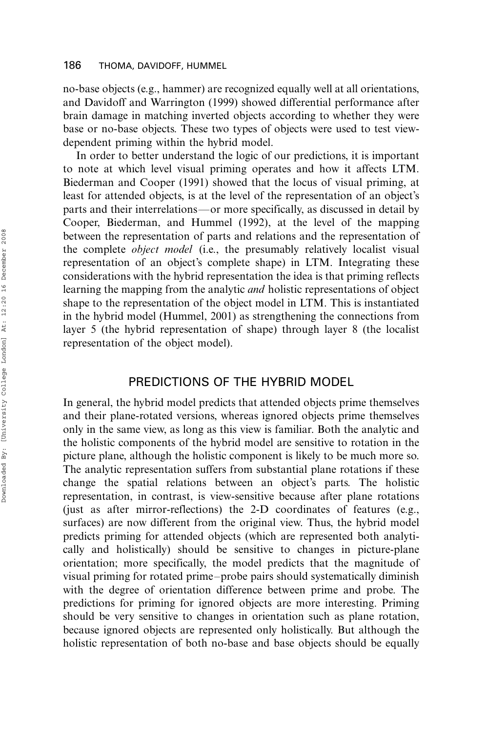no-base objects (e.g., hammer) are recognized equally well at all orientations, and Davidoff and Warrington (1999) showed differential performance after brain damage in matching inverted objects according to whether they were base or no-base objects. These two types of objects were used to test view-dependent priming within the hybrid model.

In order to better understand the logic of our predictions, it is important to note at which level visual priming operates and how it affects LTM. Biederman and Cooper (1991) showed that the locus of visual priming, at least for attended objects, is at the level of the representation of an object's parts and their interrelations—or more specifically, as discussed in detail by Cooper, Biederman, and Hummel (1992), at the level of the mapping between the representation of parts and relations and the representation of the complete *object model* (i.e., the presumably relatively localist visual representation of an object's complete shape) in LTM. Integrating these considerations with the hybrid representation the idea is that priming reflects learning the mapping from the analytic *and* holistic representations of object shape to the representation of the object model in LTM. This is instantiated in the hybrid model (Hummel, 2001) as strengthening the connections from layer 5 (the hybrid representation of shape) through layer 8 (the localist representation of the object model).

## PREDICTIONS OF THE HYBRID MODEL

In general, the hybrid model predicts that attended objects prime themselves and their plane-rotated versions, whereas ignored objects prime themselves only in the same view, as long as this view is familiar. Both the analytic and the holistic components of the hybrid model are sensitive to rotation in the picture plane, although the holistic component is likely to be much more so. The analytic representation suffers from substantial plane rotations if these change the spatial relations between an object's parts. The holistic representation, in contrast, is view-sensitive because after plane rotations (just as after mirror-reflections) the 2-D coordinates of features (e.g., surfaces) are now different from the original view. Thus, the hybrid model predicts priming for attended objects (which are represented both analytically and holistically) should be sensitive to changes in picture-plane orientation; more specifically, the model predicts that the magnitude of visual priming for rotated prime–probe pairs should systematically diminish with the degree of orientation difference between prime and probe. The predictions for priming for ignored objects are more interesting. Priming should be very sensitive to changes in orientation such as plane rotation, because ignored objects are represented only holistically. But although the holistic representation of both no-base and base objects should be equally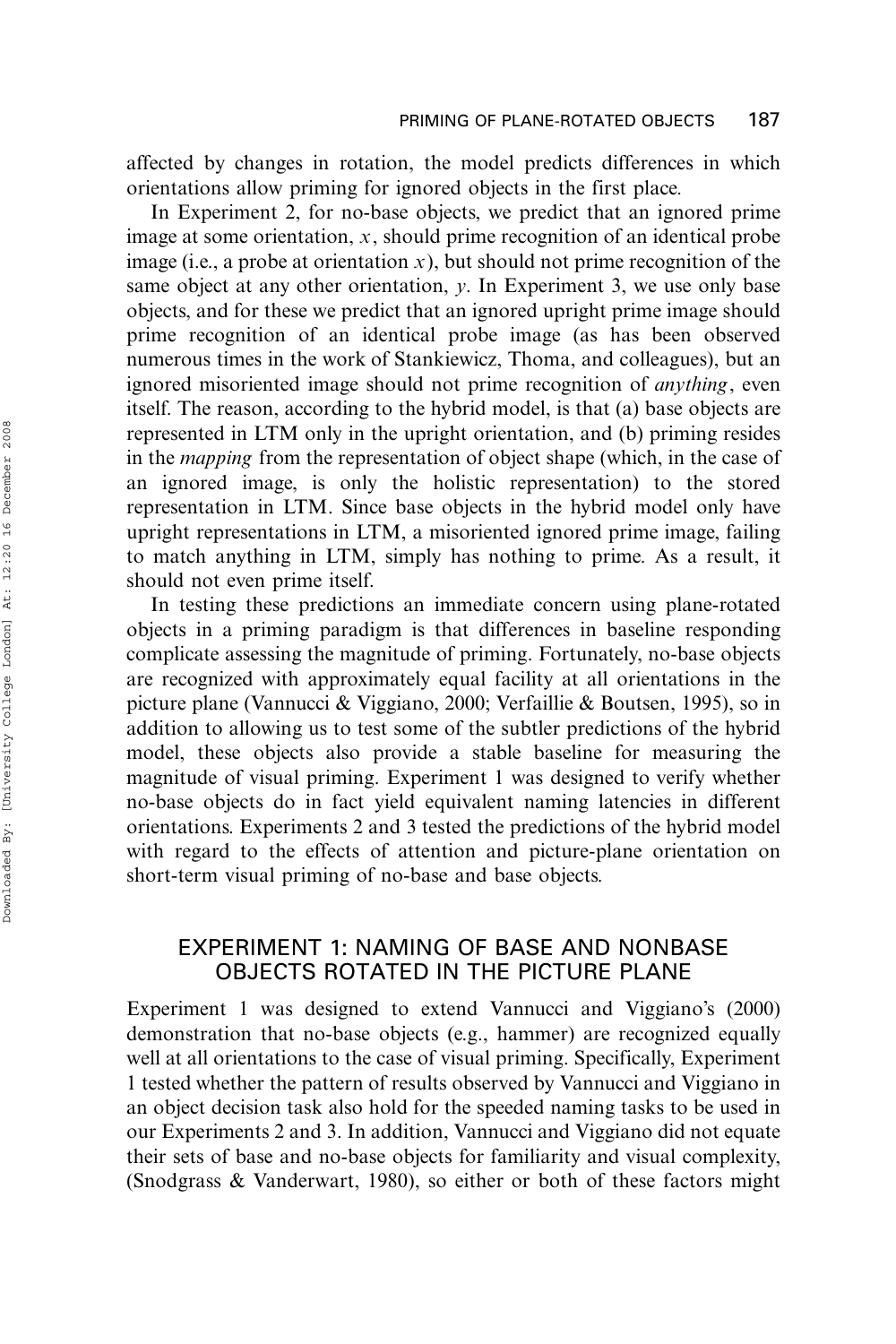affected by changes in rotation, the model predicts differences in which orientations allow priming for ignored objects in the first place.

In Experiment 2, for no-base objects, we predict that an ignored prime image at some orientation, $x$, should prime recognition of an identical probe image (i.e., a probe at orientation $x$), but should not prime recognition of the same object at any other orientation, $y$. In Experiment 3, we use only base objects, and for these we predict that an ignored upright prime image should prime recognition of an identical probe image (as has been observed numerous times in the work of Stankiewicz, Thoma, and colleagues), but an ignored misoriented image should not prime recognition of *anything*, even itself. The reason, according to the hybrid model, is that (a) base objects are represented in LTM only in the upright orientation, and (b) priming resides in the *mapping* from the representation of object shape (which, in the case of an ignored image, is only the holistic representation) to the stored representation in LTM. Since base objects in the hybrid model only have upright representations in LTM, a misoriented ignored prime image, failing to match anything in LTM, simply has nothing to prime. As a result, it should not even prime itself.

In testing these predictions an immediate concern using plane-rotated objects in a priming paradigm is that differences in baseline responding complicate assessing the magnitude of priming. Fortunately, no-base objects are recognized with approximately equal facility at all orientations in the picture plane (Vannucci & Viggiano, 2000; Verfaillie & Boutsen, 1995), so in addition to allowing us to test some of the subtler predictions of the hybrid model, these objects also provide a stable baseline for measuring the magnitude of visual priming. Experiment 1 was designed to verify whether no-base objects do in fact yield equivalent naming latencies in different orientations. Experiments 2 and 3 tested the predictions of the hybrid model with regard to the effects of attention and picture-plane orientation on short-term visual priming of no-base and base objects.

## EXPERIMENT 1: NAMING OF BASE AND NONBASE OBJECTS ROTATED IN THE PICTURE PLANE

Experiment 1 was designed to extend Vannucci and Viggiano's (2000) demonstration that no-base objects (e.g., hammer) are recognized equally well at all orientations to the case of visual priming. Specifically, Experiment 1 tested whether the pattern of results observed by Vannucci and Viggiano in an object decision task also hold for the speeded naming tasks to be used in our Experiments 2 and 3. In addition, Vannucci and Viggiano did not equate their sets of base and no-base objects for familiarity and visual complexity, (Snodgrass & Vanderwart, 1980), so either or both of these factors might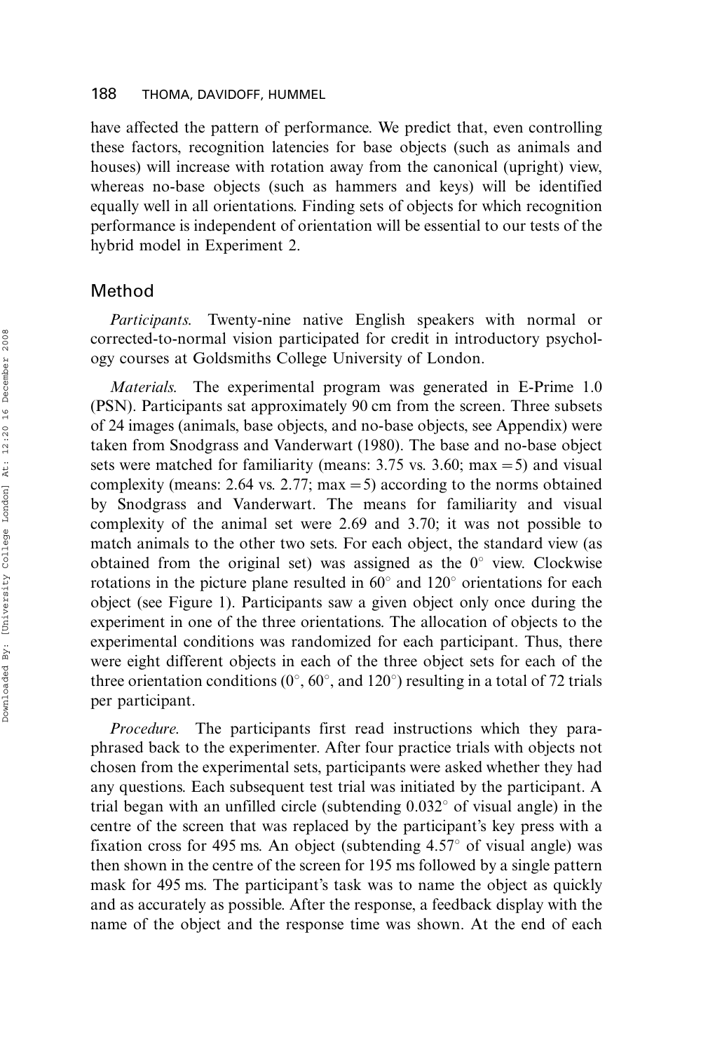have affected the pattern of performance. We predict that, even controlling these factors, recognition latencies for base objects (such as animals and houses) will increase with rotation away from the canonical (upright) view, whereas no-base objects (such as hammers and keys) will be identified equally well in all orientations. Finding sets of objects for which recognition performance is independent of orientation will be essential to our tests of the hybrid model in Experiment 2.

## Method

*Participants.* Twenty-nine native English speakers with normal or corrected-to-normal vision participated for credit in introductory psychology courses at Goldsmiths College University of London.

*Materials.* The experimental program was generated in E-Prime 1.0 (PSN). Participants sat approximately 90 cm from the screen. Three subsets of 24 images (animals, base objects, and no-base objects, see Appendix) were taken from Snodgrass and Vanderwart (1980). The base and no-base object sets were matched for familiarity (means: 3.75 vs. 3.60; max = 5) and visual complexity (means: 2.64 vs. 2.77; max = 5) according to the norms obtained by Snodgrass and Vanderwart. The means for familiarity and visual complexity of the animal set were 2.69 and 3.70; it was not possible to match animals to the other two sets. For each object, the standard view (as obtained from the original set) was assigned as the $0^\circ$ view. Clockwise rotations in the picture plane resulted in $60^\circ$ and $120^\circ$ orientations for each object (see Figure 1). Participants saw a given object only once during the experiment in one of the three orientations. The allocation of objects to the experimental conditions was randomized for each participant. Thus, there were eight different objects in each of the three object sets for each of the three orientation conditions ($0^\circ$, $60^\circ$, and $120^\circ$) resulting in a total of 72 trials per participant.

*Procedure.* The participants first read instructions which they paraphrased back to the experimenter. After four practice trials with objects not chosen from the experimental sets, participants were asked whether they had any questions. Each subsequent test trial was initiated by the participant. A trial began with an unfilled circle (subtending $0.032^\circ$ of visual angle) in the centre of the screen that was replaced by the participant's key press with a fixation cross for 495 ms. An object (subtending $4.57^\circ$ of visual angle) was then shown in the centre of the screen for 195 ms followed by a single pattern mask for 495 ms. The participant's task was to name the object as quickly and as accurately as possible. After the response, a feedback display with the name of the object and the response time was shown. At the end of each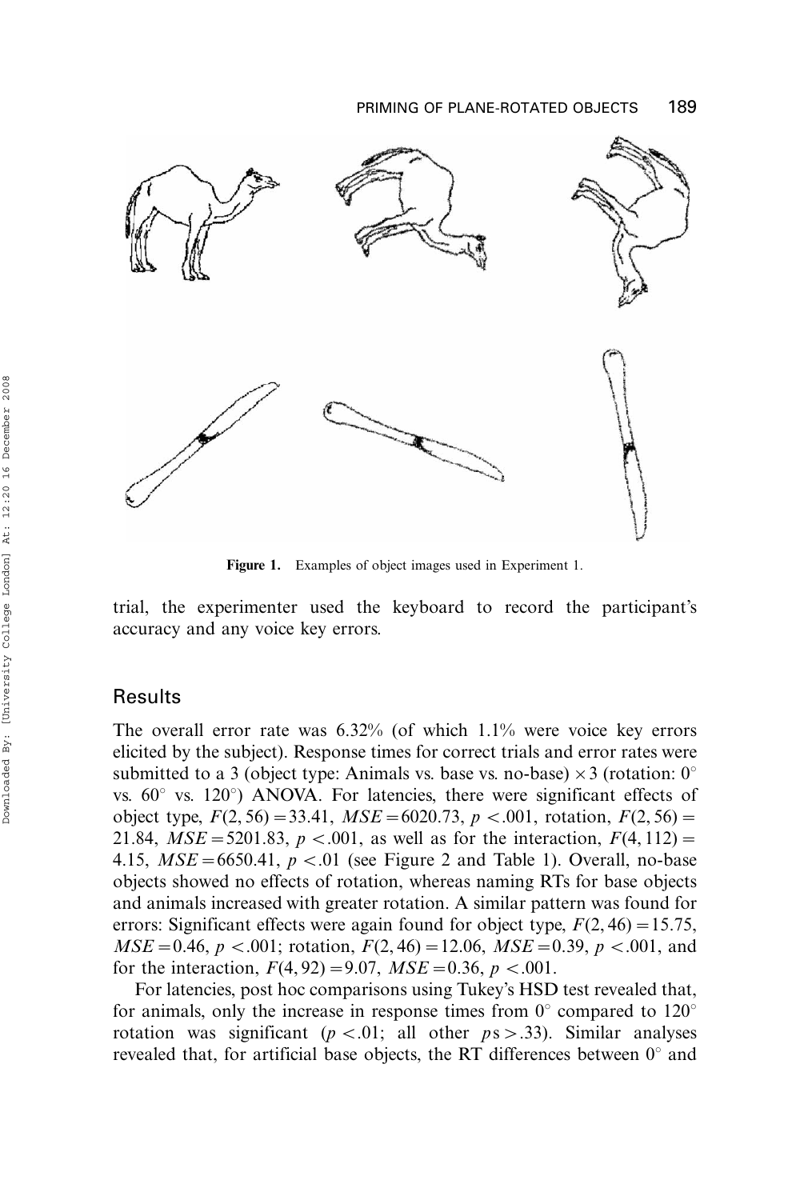Figure 1. Examples of object images used in Experiment 1.

trial, the experimenter used the keyboard to record the participant's accuracy and any voice key errors.

## Results

The overall error rate was 6.32% (of which 1.1% were voice key errors elicited by the subject). Response times for correct trials and error rates were submitted to a 3 (object type: Animals vs. base vs. no-base) $\times$ 3 (rotation: 0° vs. 60° vs. 120°) ANOVA. For latencies, there were significant effects of object type, $F(2, 56) = 33.41$, $MSE = 6020.73$, $p < .001$, rotation, $F(2, 56) = 21.84$, $MSE = 5201.83$, $p < .001$, as well as for the interaction, $F(4, 112) = 4.15$, $MSE = 6650.41$, $p < .01$ (see Figure 2 and Table 1). Overall, no-base objects showed no effects of rotation, whereas naming RTs for base objects and animals increased with greater rotation. A similar pattern was found for errors: Significant effects were again found for object type, $F(2, 46) = 15.75$, $MSE = 0.46$, $p < .001$; rotation, $F(2, 46) = 12.06$, $MSE = 0.39$, $p < .001$, and for the interaction, $F(4, 92) = 9.07$, $MSE = 0.36$, $p < .001$.

For latencies, post hoc comparisons using Tukey's HSD test revealed that, for animals, only the increase in response times from 0° compared to 120° rotation was significant ($p < .01$; all other $ps > .33$). Similar analyses revealed that, for artificial base objects, the RT differences between 0° and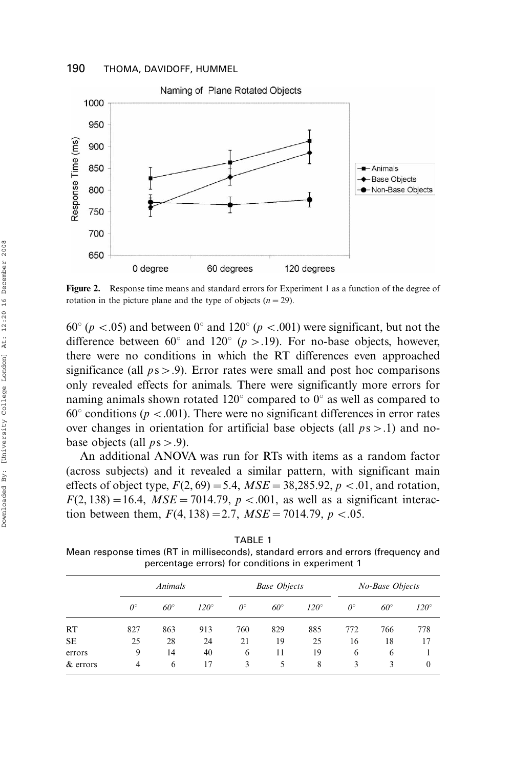**Figure 2.** Response time means and standard errors for Experiment 1 as a function of the degree of rotation in the picture plane and the type of objects ($n = 29$).

60° ($p < .05$) and between 0° and 120° ($p < .001$) were significant, but not the difference between 60° and 120° ($p > .19$). For no-base objects, however, there were no conditions in which the RT differences even approached significance (all $p$s $> .9$). Error rates were small and post hoc comparisons only revealed effects for animals. There were significantly more errors for naming animals shown rotated 120° compared to 0° as well as compared to 60° conditions ($p < .001$). There were no significant differences in error rates over changes in orientation for artificial base objects (all $p$s $> .1$) and no-base objects (all $p$s $> .9$).

An additional ANOVA was run for RTs with items as a random factor (across subjects) and it revealed a similar pattern, with significant main effects of object type, $F(2, 69) = 5.4$, $MSE = 38{,}285.92$, $p < .01$, and rotation, $F(2, 138) = 16.4$, $MSE = 7014.79$, $p < .001$, as well as a significant interaction between them, $F(4, 138) = 2.7$, $MSE = 7014.79$, $p < .05$.

TABLE 1
Mean response times (RT in milliseconds), standard errors and errors (frequency and percentage errors) for conditions in experiment 1

| | *Animals* | | | *Base Objects* | | | *No-Base Objects* | | |
|---|---|---|---|---|---|---|---|---|---|
| | *0°* | *60°* | *120°* | *0°* | *60°* | *120°* | *0°* | *60°* | *120°* |
| RT | 827 | 863 | 913 | 760 | 829 | 885 | 772 | 766 | 778 |
| SE | 25 | 28 | 24 | 21 | 19 | 25 | 16 | 18 | 17 |
| errors | 9 | 14 | 40 | 6 | 11 | 19 | 6 | 6 | 1 |
| & errors | 4 | 6 | 17 | 3 | 5 | 8 | 3 | 3 | 0 |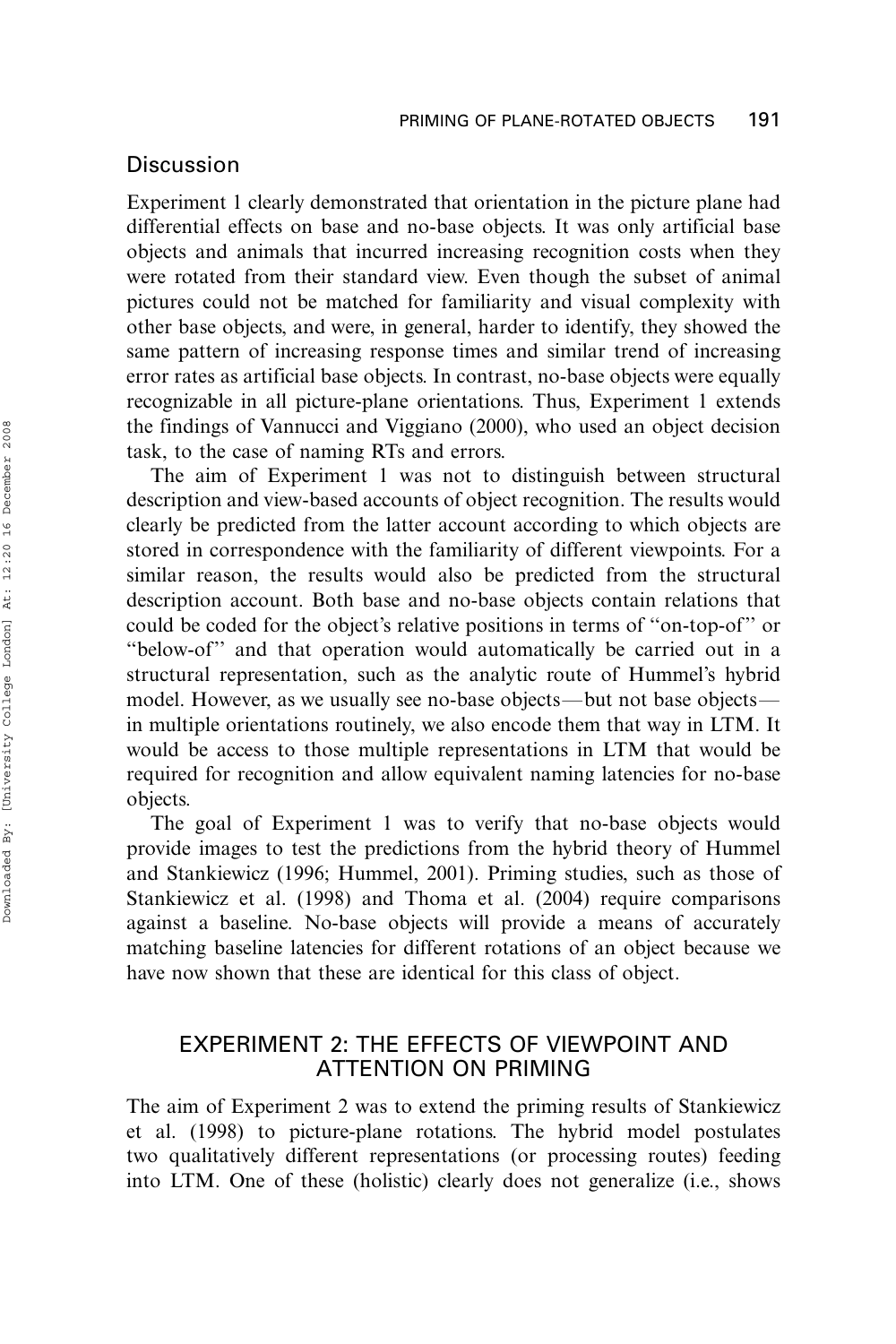## Discussion

Experiment 1 clearly demonstrated that orientation in the picture plane had differential effects on base and no-base objects. It was only artificial base objects and animals that incurred increasing recognition costs when they were rotated from their standard view. Even though the subset of animal pictures could not be matched for familiarity and visual complexity with other base objects, and were, in general, harder to identify, they showed the same pattern of increasing response times and similar trend of increasing error rates as artificial base objects. In contrast, no-base objects were equally recognizable in all picture-plane orientations. Thus, Experiment 1 extends the findings of Vannucci and Viggiano (2000), who used an object decision task, to the case of naming RTs and errors.

The aim of Experiment 1 was not to distinguish between structural description and view-based accounts of object recognition. The results would clearly be predicted from the latter account according to which objects are stored in correspondence with the familiarity of different viewpoints. For a similar reason, the results would also be predicted from the structural description account. Both base and no-base objects contain relations that could be coded for the object's relative positions in terms of "on-top-of" or "below-of" and that operation would automatically be carried out in a structural representation, such as the analytic route of Hummel's hybrid model. However, as we usually see no-base objects—but not base objects—in multiple orientations routinely, we also encode them that way in LTM. It would be access to those multiple representations in LTM that would be required for recognition and allow equivalent naming latencies for no-base objects.

The goal of Experiment 1 was to verify that no-base objects would provide images to test the predictions from the hybrid theory of Hummel and Stankiewicz (1996; Hummel, 2001). Priming studies, such as those of Stankiewicz et al. (1998) and Thoma et al. (2004) require comparisons against a baseline. No-base objects will provide a means of accurately matching baseline latencies for different rotations of an object because we have now shown that these are identical for this class of object.

## EXPERIMENT 2: THE EFFECTS OF VIEWPOINT AND ATTENTION ON PRIMING

The aim of Experiment 2 was to extend the priming results of Stankiewicz et al. (1998) to picture-plane rotations. The hybrid model postulates two qualitatively different representations (or processing routes) feeding into LTM. One of these (holistic) clearly does not generalize (i.e., shows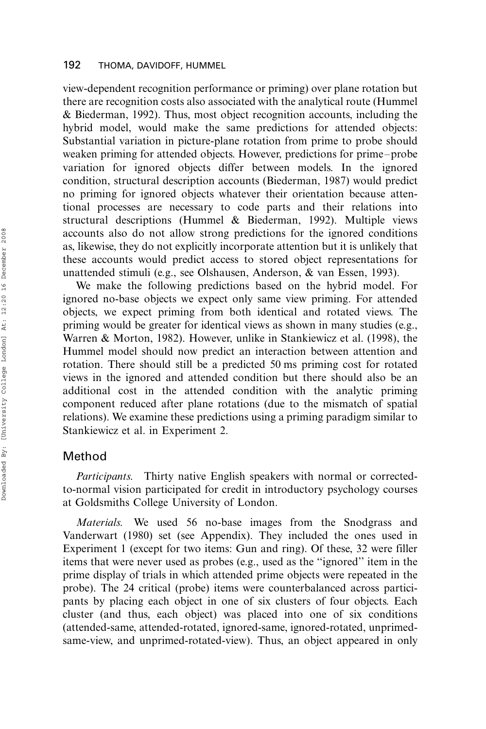view-dependent recognition performance or priming) over plane rotation but there are recognition costs also associated with the analytical route (Hummel & Biederman, 1992). Thus, most object recognition accounts, including the hybrid model, would make the same predictions for attended objects: Substantial variation in picture-plane rotation from prime to probe should weaken priming for attended objects. However, predictions for prime–probe variation for ignored objects differ between models. In the ignored condition, structural description accounts (Biederman, 1987) would predict no priming for ignored objects whatever their orientation because attentional processes are necessary to code parts and their relations into structural descriptions (Hummel & Biederman, 1992). Multiple views accounts also do not allow strong predictions for the ignored conditions as, likewise, they do not explicitly incorporate attention but it is unlikely that these accounts would predict access to stored object representations for unattended stimuli (e.g., see Olshausen, Anderson, & van Essen, 1993).

We make the following predictions based on the hybrid model. For ignored no-base objects we expect only same view priming. For attended objects, we expect priming from both identical and rotated views. The priming would be greater for identical views as shown in many studies (e.g., Warren & Morton, 1982). However, unlike in Stankiewicz et al. (1998), the Hummel model should now predict an interaction between attention and rotation. There should still be a predicted 50 ms priming cost for rotated views in the ignored and attended condition but there should also be an additional cost in the attended condition with the analytic priming component reduced after plane rotations (due to the mismatch of spatial relations). We examine these predictions using a priming paradigm similar to Stankiewicz et al. in Experiment 2.

## Method

*Participants.* Thirty native English speakers with normal or corrected-to-normal vision participated for credit in introductory psychology courses at Goldsmiths College University of London.

*Materials.* We used 56 no-base images from the Snodgrass and Vanderwart (1980) set (see Appendix). They included the ones used in Experiment 1 (except for two items: Gun and ring). Of these, 32 were filler items that were never used as probes (e.g., used as the "ignored" item in the prime display of trials in which attended prime objects were repeated in the probe). The 24 critical (probe) items were counterbalanced across participants by placing each object in one of six clusters of four objects. Each cluster (and thus, each object) was placed into one of six conditions (attended-same, attended-rotated, ignored-same, ignored-rotated, unprimed-same-view, and unprimed-rotated-view). Thus, an object appeared in only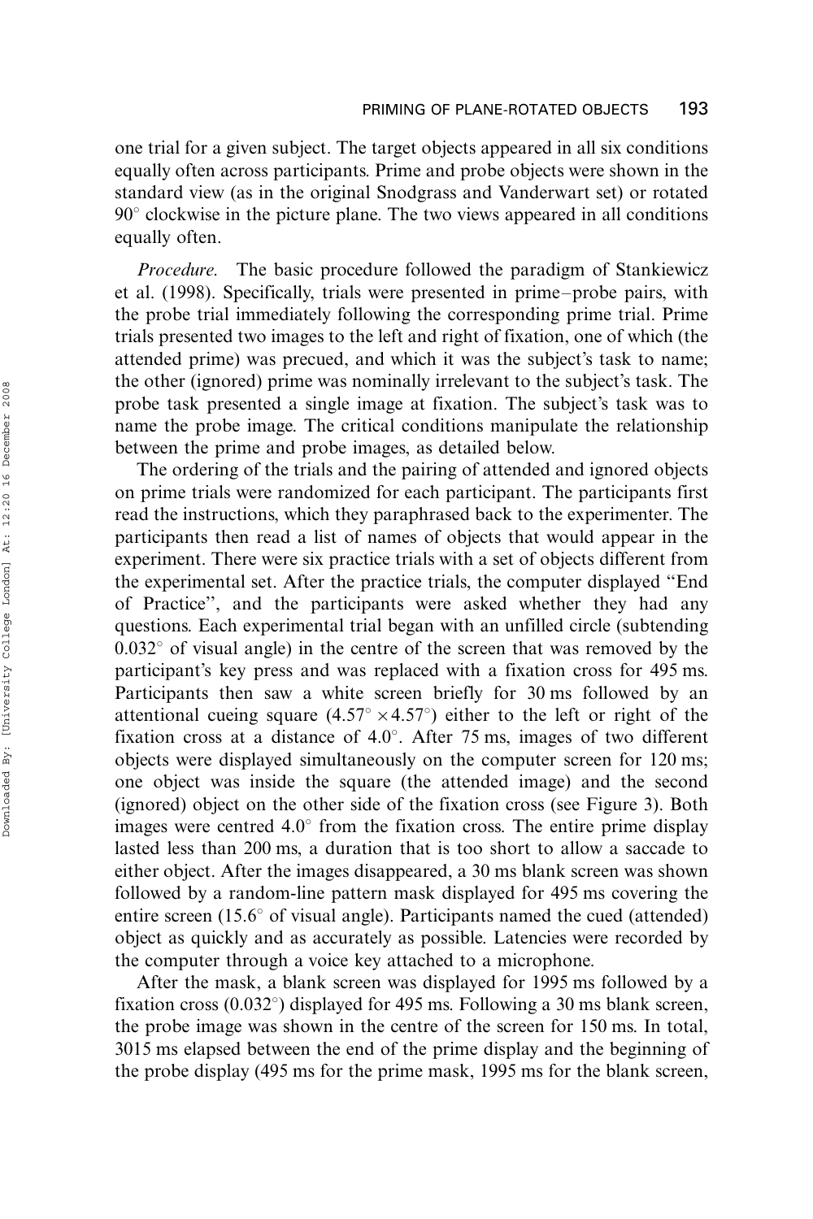one trial for a given subject. The target objects appeared in all six conditions equally often across participants. Prime and probe objects were shown in the standard view (as in the original Snodgrass and Vanderwart set) or rotated 90° clockwise in the picture plane. The two views appeared in all conditions equally often.

*Procedure.* The basic procedure followed the paradigm of Stankiewicz et al. (1998). Specifically, trials were presented in prime–probe pairs, with the probe trial immediately following the corresponding prime trial. Prime trials presented two images to the left and right of fixation, one of which (the attended prime) was precued, and which it was the subject's task to name; the other (ignored) prime was nominally irrelevant to the subject's task. The probe task presented a single image at fixation. The subject's task was to name the probe image. The critical conditions manipulate the relationship between the prime and probe images, as detailed below.

The ordering of the trials and the pairing of attended and ignored objects on prime trials were randomized for each participant. The participants first read the instructions, which they paraphrased back to the experimenter. The participants then read a list of names of objects that would appear in the experiment. There were six practice trials with a set of objects different from the experimental set. After the practice trials, the computer displayed "End of Practice", and the participants were asked whether they had any questions. Each experimental trial began with an unfilled circle (subtending 0.032° of visual angle) in the centre of the screen that was removed by the participant's key press and was replaced with a fixation cross for 495 ms. Participants then saw a white screen briefly for 30 ms followed by an attentional cueing square (4.57° × 4.57°) either to the left or right of the fixation cross at a distance of 4.0°. After 75 ms, images of two different objects were displayed simultaneously on the computer screen for 120 ms; one object was inside the square (the attended image) and the second (ignored) object on the other side of the fixation cross (see Figure 3). Both images were centred 4.0° from the fixation cross. The entire prime display lasted less than 200 ms, a duration that is too short to allow a saccade to either object. After the images disappeared, a 30 ms blank screen was shown followed by a random-line pattern mask displayed for 495 ms covering the entire screen (15.6° of visual angle). Participants named the cued (attended) object as quickly and as accurately as possible. Latencies were recorded by the computer through a voice key attached to a microphone.

After the mask, a blank screen was displayed for 1995 ms followed by a fixation cross (0.032°) displayed for 495 ms. Following a 30 ms blank screen, the probe image was shown in the centre of the screen for 150 ms. In total, 3015 ms elapsed between the end of the prime display and the beginning of the probe display (495 ms for the prime mask, 1995 ms for the blank screen,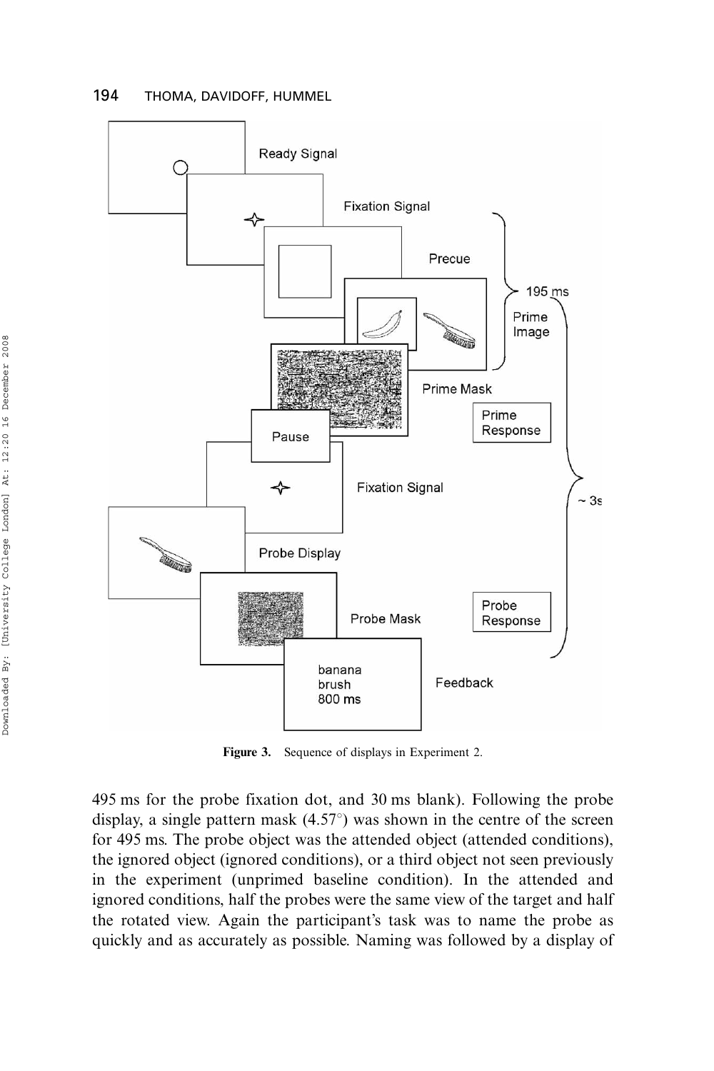**Figure 3.** Sequence of displays in Experiment 2.

495 ms for the probe fixation dot, and 30 ms blank). Following the probe display, a single pattern mask (4.57°) was shown in the centre of the screen for 495 ms. The probe object was the attended object (attended conditions), the ignored object (ignored conditions), or a third object not seen previously in the experiment (unprimed baseline condition). In the attended and ignored conditions, half the probes were the same view of the target and half the rotated view. Again the participant's task was to name the probe as quickly and as accurately as possible. Naming was followed by a display of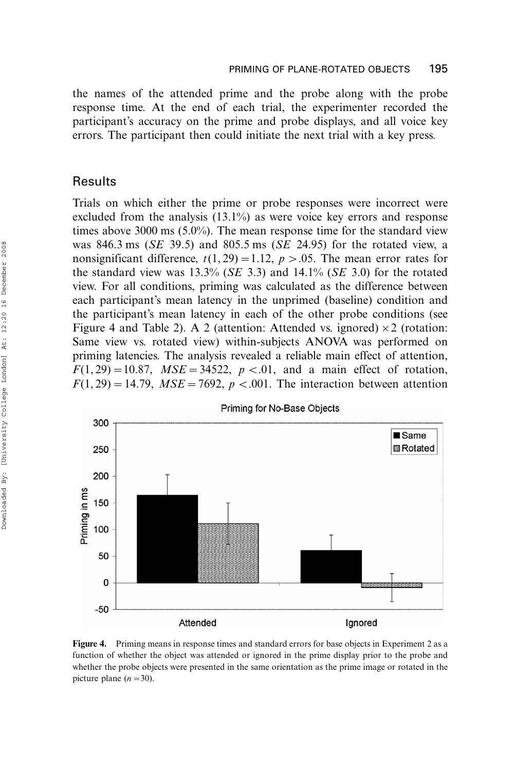the names of the attended prime and the probe along with the probe response time. At the end of each trial, the experimenter recorded the participant's accuracy on the prime and probe displays, and all voice key errors. The participant then could initiate the next trial with a key press.

## Results

Trials on which either the prime or probe responses were incorrect were excluded from the analysis (13.1%) as were voice key errors and response times above 3000 ms (5.0%). The mean response time for the standard view was 846.3 ms (*SE* 39.5) and 805.5 ms (*SE* 24.95) for the rotated view, a nonsignificant difference, $t(1, 29) = 1.12$, $p > .05$. The mean error rates for the standard view was 13.3% (*SE* 3.3) and 14.1% (*SE* 3.0) for the rotated view. For all conditions, priming was calculated as the difference between each participant's mean latency in the unprimed (baseline) condition and the participant's mean latency in each of the other probe conditions (see Figure 4 and Table 2). A 2 (attention: Attended vs. ignored) $\times$ 2 (rotation: Same view vs. rotated view) within-subjects ANOVA was performed on priming latencies. The analysis revealed a reliable main effect of attention, $F(1, 29) = 10.87$, $MSE = 34522$, $p < .01$, and a main effect of rotation, $F(1, 29) = 14.79$, $MSE = 7692$, $p < .001$. The interaction between attention

**Figure 4.** Priming means in response times and standard errors for base objects in Experiment 2 as a function of whether the object was attended or ignored in the prime display prior to the probe and whether the probe objects were presented in the same orientation as the prime image or rotated in the picture plane ($n = 30$).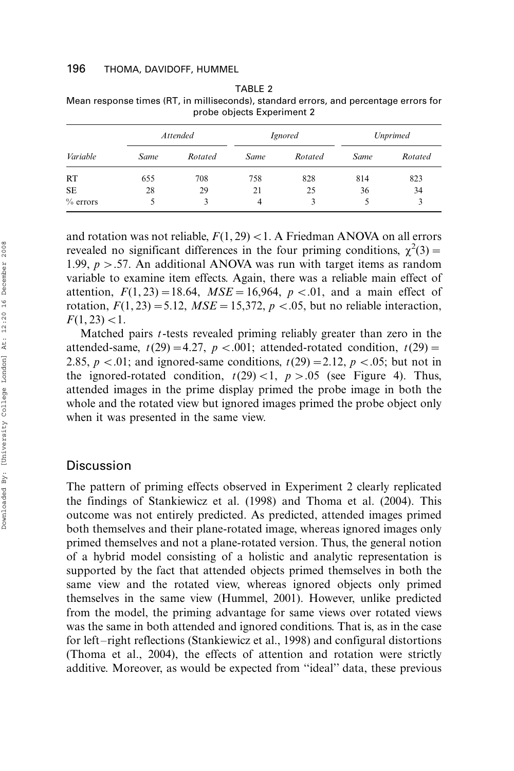TABLE 2
Mean response times (RT, in milliseconds), standard errors, and percentage errors for probe objects Experiment 2

| Variable | *Attended* | | *Ignored* | | *Unprimed* | |
|---|---|---|---|---|---|---|
| | *Same* | *Rotated* | *Same* | *Rotated* | *Same* | *Rotated* |
| RT | 655 | 708 | 758 | 828 | 814 | 823 |
| SE | 28 | 29 | 21 | 25 | 36 | 34 |
| % errors | 5 | 3 | 4 | 3 | 5 | 3 |

and rotation was not reliable, $F(1, 29) < 1$. A Friedman ANOVA on all errors revealed no significant differences in the four priming conditions, $\chi^2(3) = 1.99$, $p > .57$. An additional ANOVA was run with target items as random variable to examine item effects. Again, there was a reliable main effect of attention, $F(1, 23) = 18.64$, $MSE = 16{,}964$, $p < .01$, and a main effect of rotation, $F(1, 23) = 5.12$, $MSE = 15{,}372$, $p < .05$, but no reliable interaction, $F(1, 23) < 1$.

Matched pairs $t$-tests revealed priming reliably greater than zero in the attended-same, $t(29) = 4.27$, $p < .001$; attended-rotated condition, $t(29) = 2.85$, $p < .01$; and ignored-same conditions, $t(29) = 2.12$, $p < .05$; but not in the ignored-rotated condition, $t(29) < 1$, $p > .05$ (see Figure 4). Thus, attended images in the prime display primed the probe image in both the whole and the rotated view but ignored images primed the probe object only when it was presented in the same view.

## Discussion

The pattern of priming effects observed in Experiment 2 clearly replicated the findings of Stankiewicz et al. (1998) and Thoma et al. (2004). This outcome was not entirely predicted. As predicted, attended images primed both themselves and their plane-rotated image, whereas ignored images only primed themselves and not a plane-rotated version. Thus, the general notion of a hybrid model consisting of a holistic and analytic representation is supported by the fact that attended objects primed themselves in both the same view and the rotated view, whereas ignored objects only primed themselves in the same view (Hummel, 2001). However, unlike predicted from the model, the priming advantage for same views over rotated views was the same in both attended and ignored conditions. That is, as in the case for left–right reflections (Stankiewicz et al., 1998) and configural distortions (Thoma et al., 2004), the effects of attention and rotation were strictly additive. Moreover, as would be expected from "ideal" data, these previous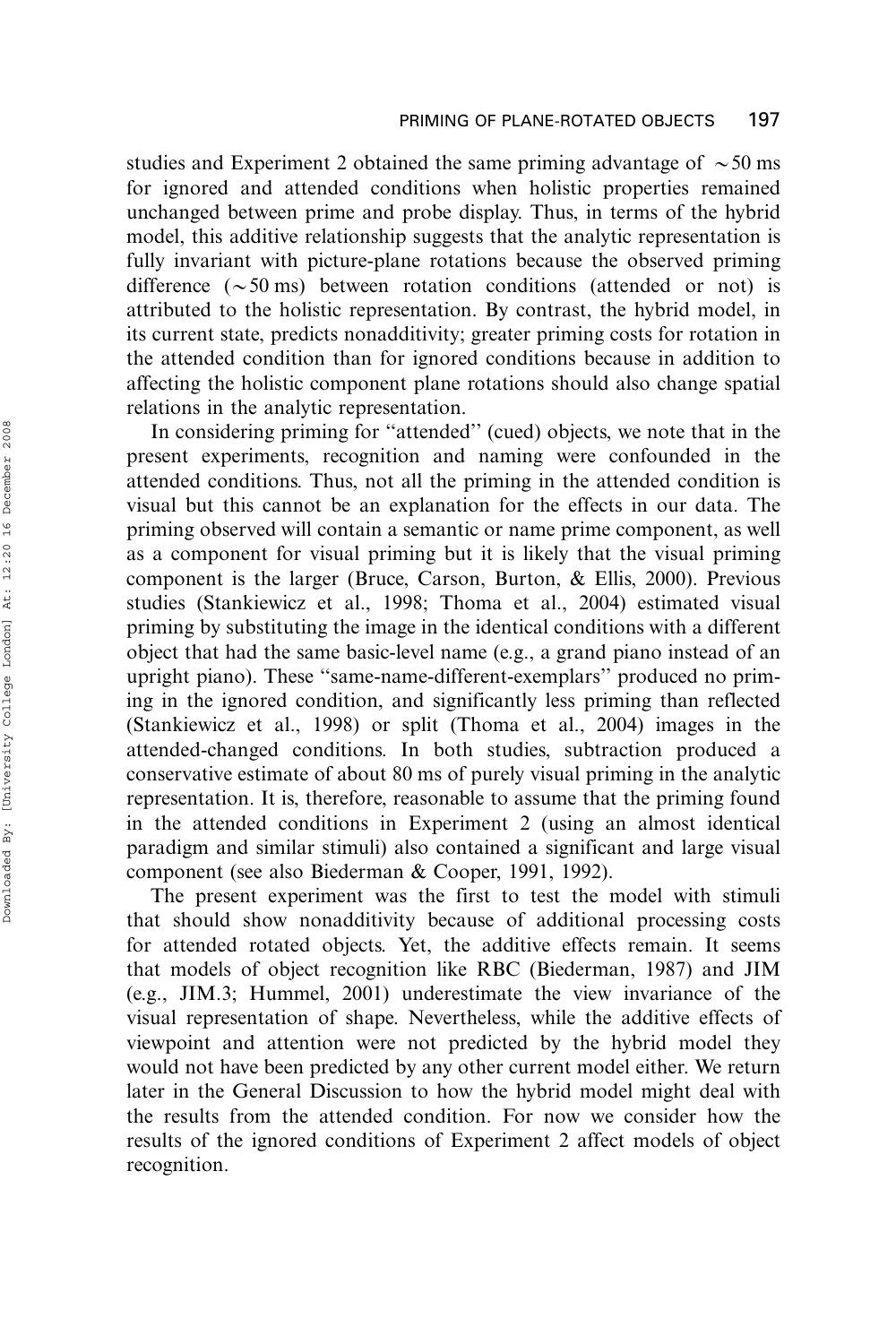studies and Experiment 2 obtained the same priming advantage of $\sim$50 ms for ignored and attended conditions when holistic properties remained unchanged between prime and probe display. Thus, in terms of the hybrid model, this additive relationship suggests that the analytic representation is fully invariant with picture-plane rotations because the observed priming difference ($\sim$50 ms) between rotation conditions (attended or not) is attributed to the holistic representation. By contrast, the hybrid model, in its current state, predicts nonadditivity; greater priming costs for rotation in the attended condition than for ignored conditions because in addition to affecting the holistic component plane rotations should also change spatial relations in the analytic representation.

In considering priming for "attended" (cued) objects, we note that in the present experiments, recognition and naming were confounded in the attended conditions. Thus, not all the priming in the attended condition is visual but this cannot be an explanation for the effects in our data. The priming observed will contain a semantic or name prime component, as well as a component for visual priming but it is likely that the visual priming component is the larger (Bruce, Carson, Burton, & Ellis, 2000). Previous studies (Stankiewicz et al., 1998; Thoma et al., 2004) estimated visual priming by substituting the image in the identical conditions with a different object that had the same basic-level name (e.g., a grand piano instead of an upright piano). These "same-name-different-exemplars" produced no priming in the ignored condition, and significantly less priming than reflected (Stankiewicz et al., 1998) or split (Thoma et al., 2004) images in the attended-changed conditions. In both studies, subtraction produced a conservative estimate of about 80 ms of purely visual priming in the analytic representation. It is, therefore, reasonable to assume that the priming found in the attended conditions in Experiment 2 (using an almost identical paradigm and similar stimuli) also contained a significant and large visual component (see also Biederman & Cooper, 1991, 1992).

The present experiment was the first to test the model with stimuli that should show nonadditivity because of additional processing costs for attended rotated objects. Yet, the additive effects remain. It seems that models of object recognition like RBC (Biederman, 1987) and JIM (e.g., JIM.3; Hummel, 2001) underestimate the view invariance of the visual representation of shape. Nevertheless, while the additive effects of viewpoint and attention were not predicted by the hybrid model they would not have been predicted by any other current model either. We return later in the General Discussion to how the hybrid model might deal with the results from the attended condition. For now we consider how the results of the ignored conditions of Experiment 2 affect models of object recognition.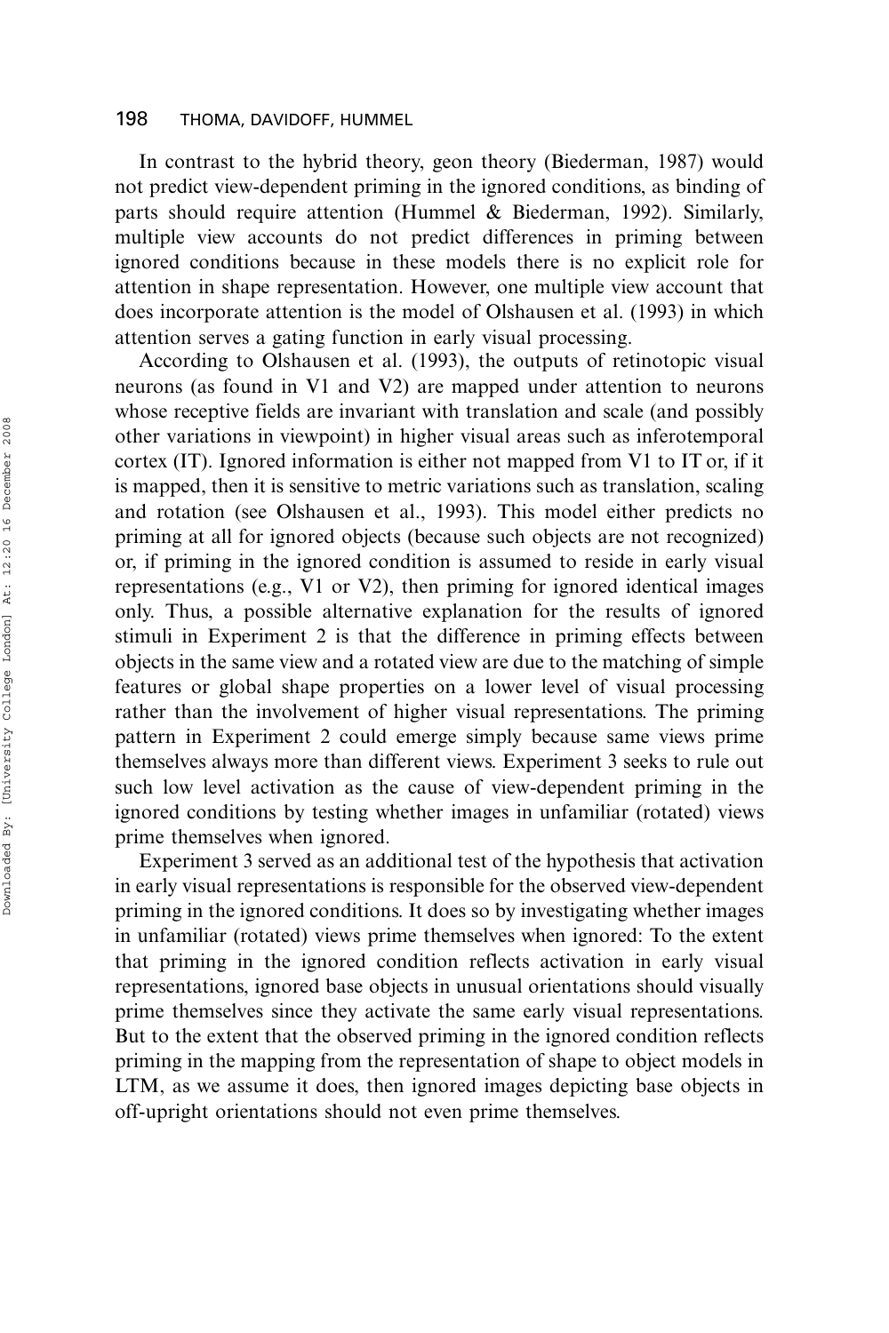In contrast to the hybrid theory, geon theory (Biederman, 1987) would not predict view-dependent priming in the ignored conditions, as binding of parts should require attention (Hummel & Biederman, 1992). Similarly, multiple view accounts do not predict differences in priming between ignored conditions because in these models there is no explicit role for attention in shape representation. However, one multiple view account that does incorporate attention is the model of Olshausen et al. (1993) in which attention serves a gating function in early visual processing.

According to Olshausen et al. (1993), the outputs of retinotopic visual neurons (as found in V1 and V2) are mapped under attention to neurons whose receptive fields are invariant with translation and scale (and possibly other variations in viewpoint) in higher visual areas such as inferotemporal cortex (IT). Ignored information is either not mapped from V1 to IT or, if it is mapped, then it is sensitive to metric variations such as translation, scaling and rotation (see Olshausen et al., 1993). This model either predicts no priming at all for ignored objects (because such objects are not recognized) or, if priming in the ignored condition is assumed to reside in early visual representations (e.g., V1 or V2), then priming for ignored identical images only. Thus, a possible alternative explanation for the results of ignored stimuli in Experiment 2 is that the difference in priming effects between objects in the same view and a rotated view are due to the matching of simple features or global shape properties on a lower level of visual processing rather than the involvement of higher visual representations. The priming pattern in Experiment 2 could emerge simply because same views prime themselves always more than different views. Experiment 3 seeks to rule out such low level activation as the cause of view-dependent priming in the ignored conditions by testing whether images in unfamiliar (rotated) views prime themselves when ignored.

Experiment 3 served as an additional test of the hypothesis that activation in early visual representations is responsible for the observed view-dependent priming in the ignored conditions. It does so by investigating whether images in unfamiliar (rotated) views prime themselves when ignored: To the extent that priming in the ignored condition reflects activation in early visual representations, ignored base objects in unusual orientations should visually prime themselves since they activate the same early visual representations. But to the extent that the observed priming in the ignored condition reflects priming in the mapping from the representation of shape to object models in LTM, as we assume it does, then ignored images depicting base objects in off-upright orientations should not even prime themselves.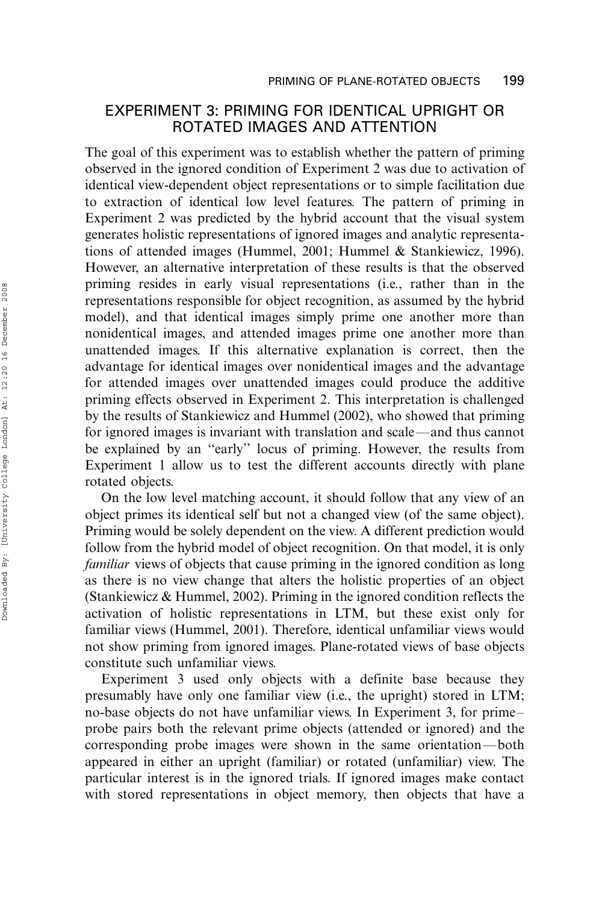## EXPERIMENT 3: PRIMING FOR IDENTICAL UPRIGHT OR ROTATED IMAGES AND ATTENTION

The goal of this experiment was to establish whether the pattern of priming observed in the ignored condition of Experiment 2 was due to activation of identical view-dependent object representations or to simple facilitation due to extraction of identical low level features. The pattern of priming in Experiment 2 was predicted by the hybrid account that the visual system generates holistic representations of ignored images and analytic representations of attended images (Hummel, 2001; Hummel & Stankiewicz, 1996). However, an alternative interpretation of these results is that the observed priming resides in early visual representations (i.e., rather than in the representations responsible for object recognition, as assumed by the hybrid model), and that identical images simply prime one another more than nonidentical images, and attended images prime one another more than unattended images. If this alternative explanation is correct, then the advantage for identical images over nonidentical images and the advantage for attended images over unattended images could produce the additive priming effects observed in Experiment 2. This interpretation is challenged by the results of Stankiewicz and Hummel (2002), who showed that priming for ignored images is invariant with translation and scale—and thus cannot be explained by an "early" locus of priming. However, the results from Experiment 1 allow us to test the different accounts directly with plane rotated objects.

On the low level matching account, it should follow that any view of an object primes its identical self but not a changed view (of the same object). Priming would be solely dependent on the view. A different prediction would follow from the hybrid model of object recognition. On that model, it is only *familiar* views of objects that cause priming in the ignored condition as long as there is no view change that alters the holistic properties of an object (Stankiewicz & Hummel, 2002). Priming in the ignored condition reflects the activation of holistic representations in LTM, but these exist only for familiar views (Hummel, 2001). Therefore, identical unfamiliar views would not show priming from ignored images. Plane-rotated views of base objects constitute such unfamiliar views.

Experiment 3 used only objects with a definite base because they presumably have only one familiar view (i.e., the upright) stored in LTM; no-base objects do not have unfamiliar views. In Experiment 3, for prime–probe pairs both the relevant prime objects (attended or ignored) and the corresponding probe images were shown in the same orientation—both appeared in either an upright (familiar) or rotated (unfamiliar) view. The particular interest is in the ignored trials. If ignored images make contact with stored representations in object memory, then objects that have a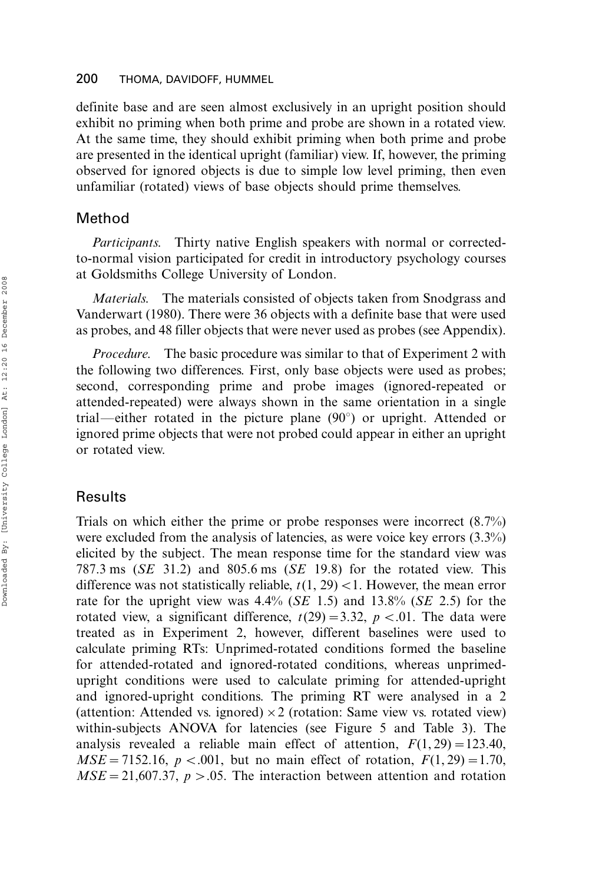definite base and are seen almost exclusively in an upright position should exhibit no priming when both prime and probe are shown in a rotated view. At the same time, they should exhibit priming when both prime and probe are presented in the identical upright (familiar) view. If, however, the priming observed for ignored objects is due to simple low level priming, then even unfamiliar (rotated) views of base objects should prime themselves.

## Method

*Participants.* Thirty native English speakers with normal or corrected-to-normal vision participated for credit in introductory psychology courses at Goldsmiths College University of London.

*Materials.* The materials consisted of objects taken from Snodgrass and Vanderwart (1980). There were 36 objects with a definite base that were used as probes, and 48 filler objects that were never used as probes (see Appendix).

*Procedure.* The basic procedure was similar to that of Experiment 2 with the following two differences. First, only base objects were used as probes; second, corresponding prime and probe images (ignored-repeated or attended-repeated) were always shown in the same orientation in a single trial—either rotated in the picture plane (90°) or upright. Attended or ignored prime objects that were not probed could appear in either an upright or rotated view.

## Results

Trials on which either the prime or probe responses were incorrect (8.7%) were excluded from the analysis of latencies, as were voice key errors (3.3%) elicited by the subject. The mean response time for the standard view was 787.3 ms (*SE* 31.2) and 805.6 ms (*SE* 19.8) for the rotated view. This difference was not statistically reliable, $t(1, 29) < 1$. However, the mean error rate for the upright view was 4.4% (*SE* 1.5) and 13.8% (*SE* 2.5) for the rotated view, a significant difference, $t(29) = 3.32$, $p < .01$. The data were treated as in Experiment 2, however, different baselines were used to calculate priming RTs: Unprimed-rotated conditions formed the baseline for attended-rotated and ignored-rotated conditions, whereas unprimed-upright conditions were used to calculate priming for attended-upright and ignored-upright conditions. The priming RT were analysed in a 2 (attention: Attended vs. ignored) $\times$ 2 (rotation: Same view vs. rotated view) within-subjects ANOVA for latencies (see Figure 5 and Table 3). The analysis revealed a reliable main effect of attention, $F(1, 29) = 123.40$, $MSE = 7152.16$, $p < .001$, but no main effect of rotation, $F(1, 29) = 1.70$, $MSE = 21{,}607.37$, $p > .05$. The interaction between attention and rotation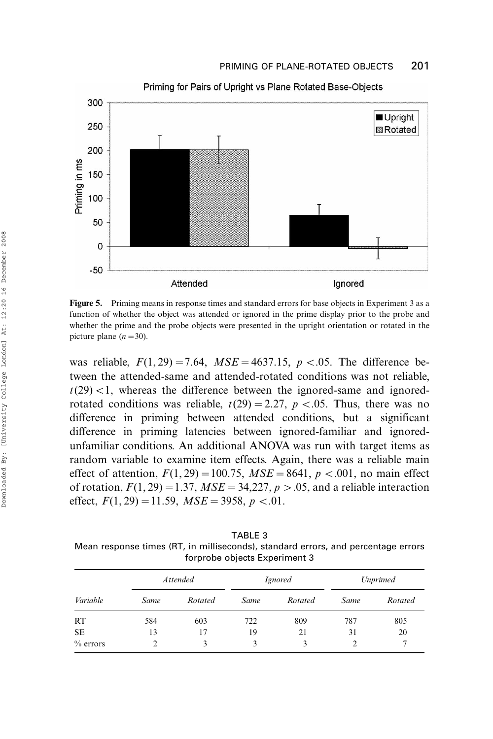**Figure 5.** Priming means in response times and standard errors for base objects in Experiment 3 as a function of whether the object was attended or ignored in the prime display prior to the probe and whether the prime and the probe objects were presented in the upright orientation or rotated in the picture plane ($n = 30$).

was reliable, $F(1, 29) = 7.64$, $MSE = 4637.15$, $p < .05$. The difference between the attended-same and attended-rotated conditions was not reliable, $t(29) < 1$, whereas the difference between the ignored-same and ignored-rotated conditions was reliable, $t(29) = 2.27$, $p < .05$. Thus, there was no difference in priming between attended conditions, but a significant difference in priming latencies between ignored-familiar and ignored-unfamiliar conditions. An additional ANOVA was run with target items as random variable to examine item effects. Again, there was a reliable main effect of attention, $F(1, 29) = 100.75$, $MSE = 8641$, $p < .001$, no main effect of rotation, $F(1, 29) = 1.37$, $MSE = 34{,}227$, $p > .05$, and a reliable interaction effect, $F(1, 29) = 11.59$, $MSE = 3958$, $p < .01$.

TABLE 3
Mean response times (RT, in milliseconds), standard errors, and percentage errors forprobe objects Experiment 3

| | *Attended* | | *Ignored* | | *Unprimed* | |
|---|---|---|---|---|---|---|
| *Variable* | *Same* | *Rotated* | *Same* | *Rotated* | *Same* | *Rotated* |
| RT | 584 | 603 | 722 | 809 | 787 | 805 |
| SE | 13 | 17 | 19 | 21 | 31 | 20 |
| % errors | 2 | 3 | 3 | 3 | 2 | 7 |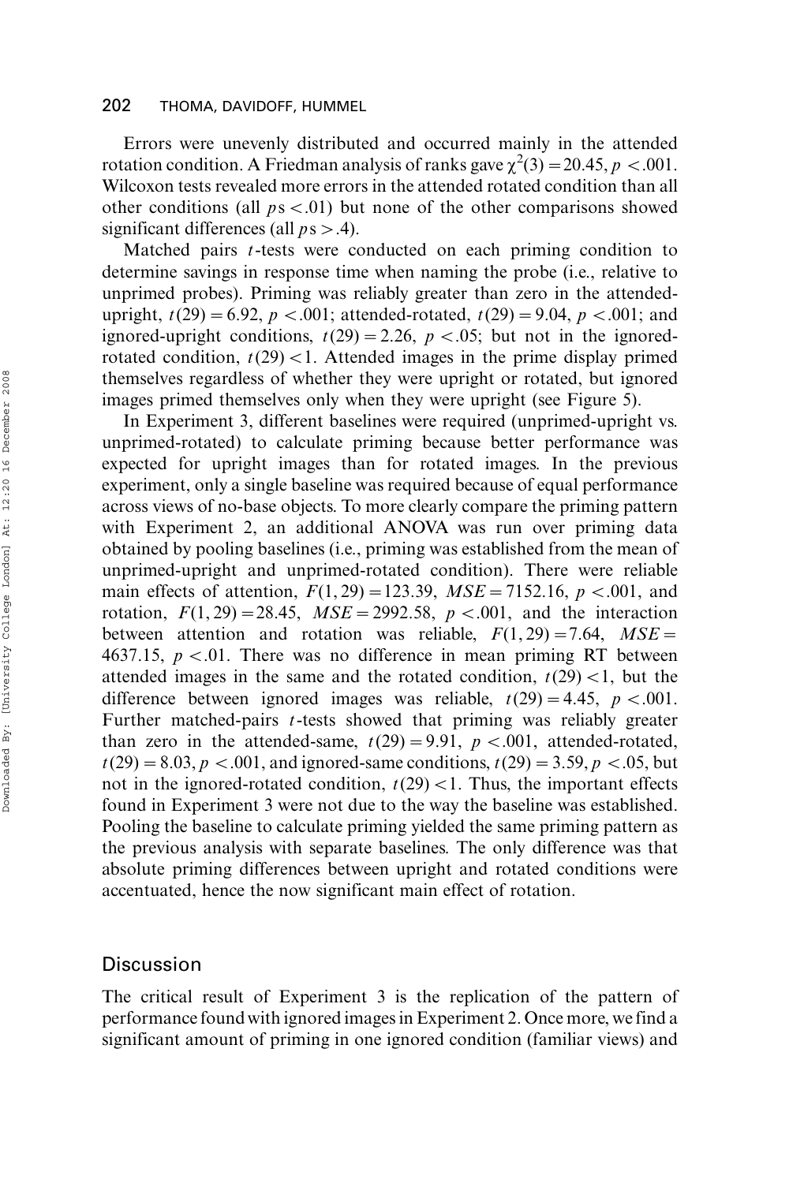Errors were unevenly distributed and occurred mainly in the attended rotation condition. A Friedman analysis of ranks gave $\chi^2(3) = 20.45$, $p < .001$. Wilcoxon tests revealed more errors in the attended rotated condition than all other conditions (all $p\text{s} < .01$) but none of the other comparisons showed significant differences (all $p\text{s} > .4$).

Matched pairs $t$-tests were conducted on each priming condition to determine savings in response time when naming the probe (i.e., relative to unprimed probes). Priming was reliably greater than zero in the attended-upright, $t(29) = 6.92$, $p < .001$; attended-rotated, $t(29) = 9.04$, $p < .001$; and ignored-upright conditions, $t(29) = 2.26$, $p < .05$; but not in the ignored-rotated condition, $t(29) < 1$. Attended images in the prime display primed themselves regardless of whether they were upright or rotated, but ignored images primed themselves only when they were upright (see Figure 5).

In Experiment 3, different baselines were required (unprimed-upright vs. unprimed-rotated) to calculate priming because better performance was expected for upright images than for rotated images. In the previous experiment, only a single baseline was required because of equal performance across views of no-base objects. To more clearly compare the priming pattern with Experiment 2, an additional ANOVA was run over priming data obtained by pooling baselines (i.e., priming was established from the mean of unprimed-upright and unprimed-rotated condition). There were reliable main effects of attention, $F(1, 29) = 123.39$, $MSE = 7152.16$, $p < .001$, and rotation, $F(1, 29) = 28.45$, $MSE = 2992.58$, $p < .001$, and the interaction between attention and rotation was reliable, $F(1, 29) = 7.64$, $MSE = 4637.15$, $p < .01$. There was no difference in mean priming RT between attended images in the same and the rotated condition, $t(29) < 1$, but the difference between ignored images was reliable, $t(29) = 4.45$, $p < .001$. Further matched-pairs $t$-tests showed that priming was reliably greater than zero in the attended-same, $t(29) = 9.91$, $p < .001$, attended-rotated, $t(29) = 8.03$, $p < .001$, and ignored-same conditions, $t(29) = 3.59$, $p < .05$, but not in the ignored-rotated condition, $t(29) < 1$. Thus, the important effects found in Experiment 3 were not due to the way the baseline was established. Pooling the baseline to calculate priming yielded the same priming pattern as the previous analysis with separate baselines. The only difference was that absolute priming differences between upright and rotated conditions were accentuated, hence the now significant main effect of rotation.

## Discussion

The critical result of Experiment 3 is the replication of the pattern of performance found with ignored images in Experiment 2. Once more, we find a significant amount of priming in one ignored condition (familiar views) and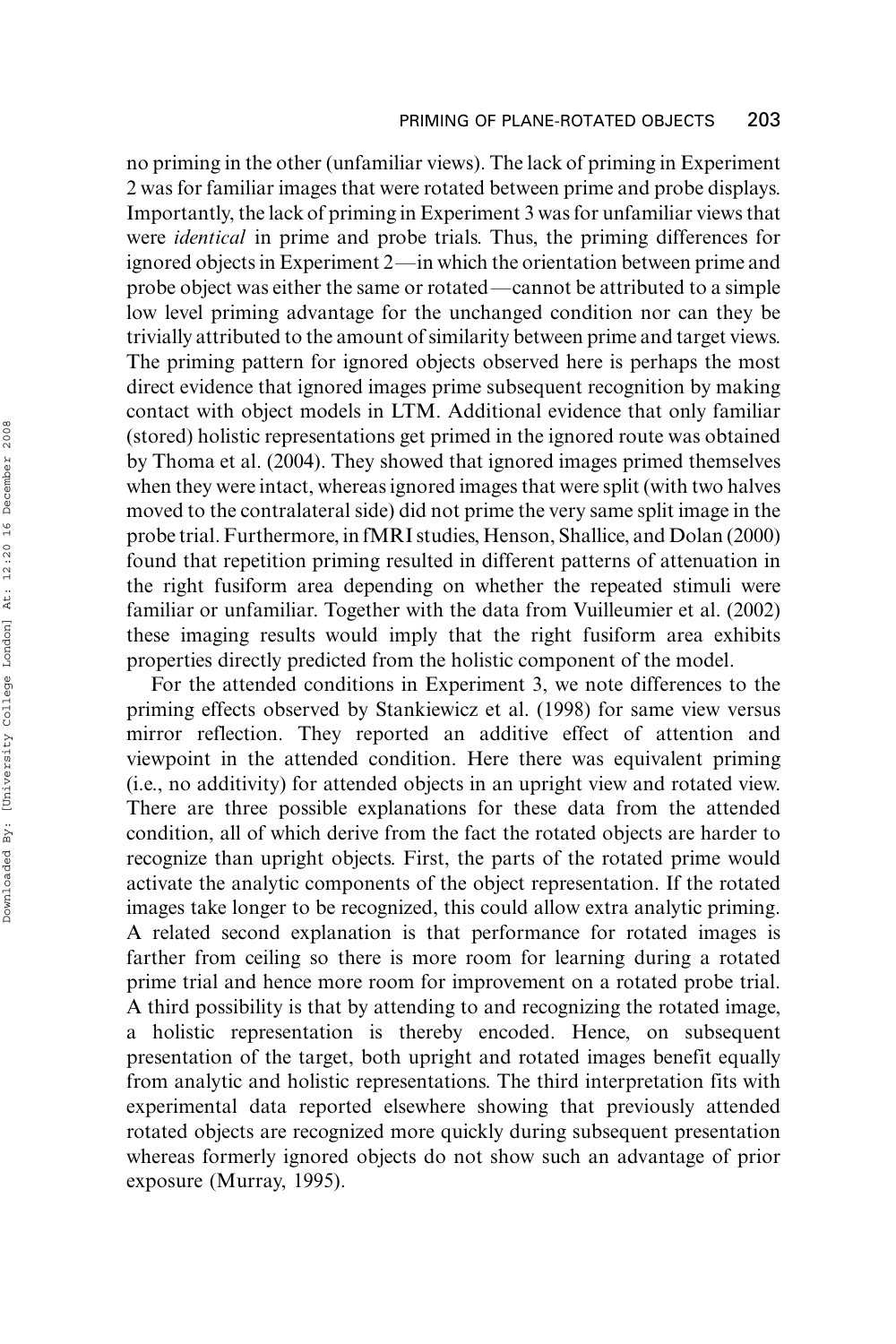no priming in the other (unfamiliar views). The lack of priming in Experiment 2 was for familiar images that were rotated between prime and probe displays. Importantly, the lack of priming in Experiment 3 was for unfamiliar views that were *identical* in prime and probe trials. Thus, the priming differences for ignored objects in Experiment 2—in which the orientation between prime and probe object was either the same or rotated—cannot be attributed to a simple low level priming advantage for the unchanged condition nor can they be trivially attributed to the amount of similarity between prime and target views. The priming pattern for ignored objects observed here is perhaps the most direct evidence that ignored images prime subsequent recognition by making contact with object models in LTM. Additional evidence that only familiar (stored) holistic representations get primed in the ignored route was obtained by Thoma et al. (2004). They showed that ignored images primed themselves when they were intact, whereas ignored images that were split (with two halves moved to the contralateral side) did not prime the very same split image in the probe trial. Furthermore, in fMRI studies, Henson, Shallice, and Dolan (2000) found that repetition priming resulted in different patterns of attenuation in the right fusiform area depending on whether the repeated stimuli were familiar or unfamiliar. Together with the data from Vuilleumier et al. (2002) these imaging results would imply that the right fusiform area exhibits properties directly predicted from the holistic component of the model.

For the attended conditions in Experiment 3, we note differences to the priming effects observed by Stankiewicz et al. (1998) for same view versus mirror reflection. They reported an additive effect of attention and viewpoint in the attended condition. Here there was equivalent priming (i.e., no additivity) for attended objects in an upright view and rotated view. There are three possible explanations for these data from the attended condition, all of which derive from the fact the rotated objects are harder to recognize than upright objects. First, the parts of the rotated prime would activate the analytic components of the object representation. If the rotated images take longer to be recognized, this could allow extra analytic priming. A related second explanation is that performance for rotated images is farther from ceiling so there is more room for learning during a rotated prime trial and hence more room for improvement on a rotated probe trial. A third possibility is that by attending to and recognizing the rotated image, a holistic representation is thereby encoded. Hence, on subsequent presentation of the target, both upright and rotated images benefit equally from analytic and holistic representations. The third interpretation fits with experimental data reported elsewhere showing that previously attended rotated objects are recognized more quickly during subsequent presentation whereas formerly ignored objects do not show such an advantage of prior exposure (Murray, 1995).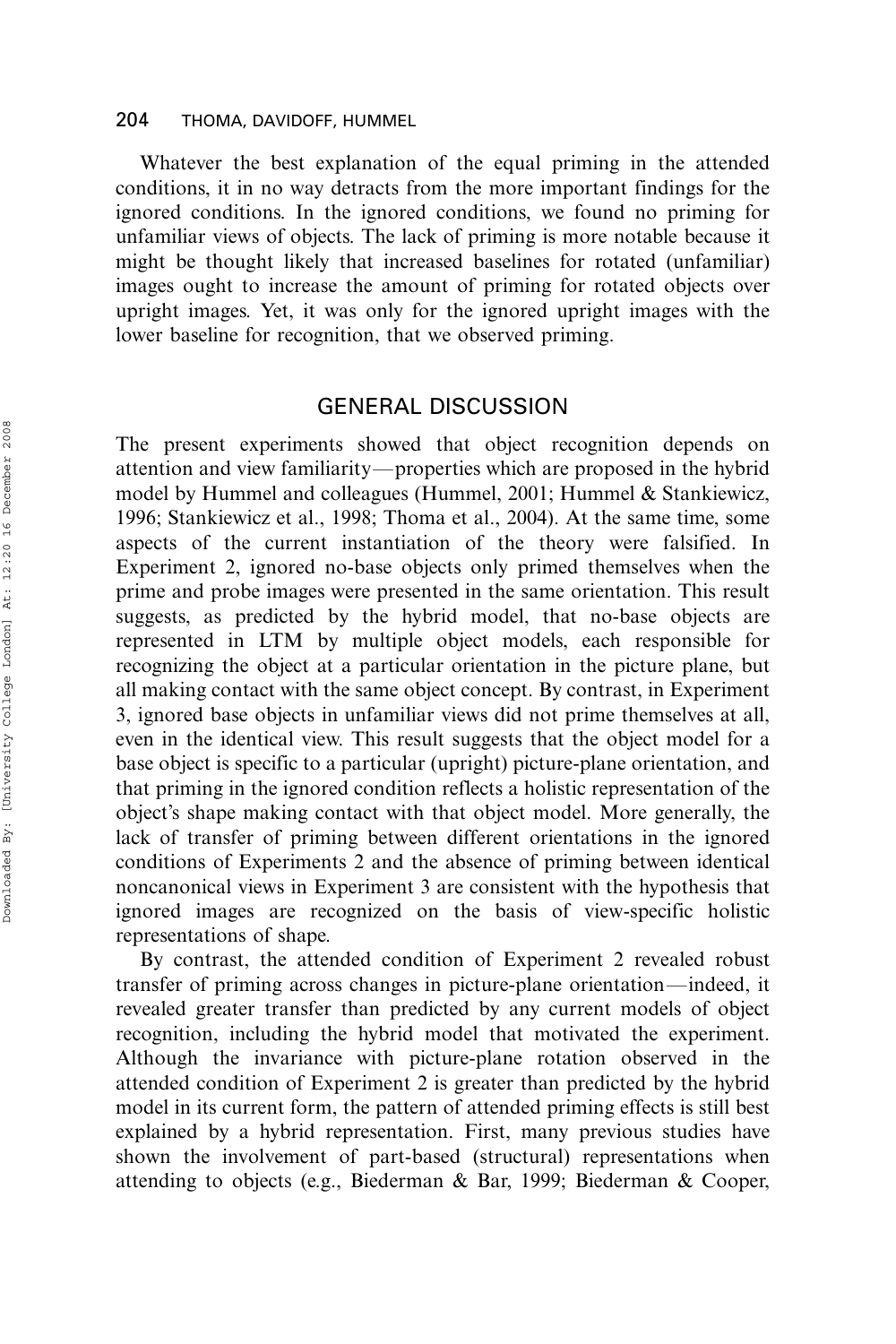Whatever the best explanation of the equal priming in the attended conditions, it in no way detracts from the more important findings for the ignored conditions. In the ignored conditions, we found no priming for unfamiliar views of objects. The lack of priming is more notable because it might be thought likely that increased baselines for rotated (unfamiliar) images ought to increase the amount of priming for rotated objects over upright images. Yet, it was only for the ignored upright images with the lower baseline for recognition, that we observed priming.

## GENERAL DISCUSSION

The present experiments showed that object recognition depends on attention and view familiarity—properties which are proposed in the hybrid model by Hummel and colleagues (Hummel, 2001; Hummel & Stankiewicz, 1996; Stankiewicz et al., 1998; Thoma et al., 2004). At the same time, some aspects of the current instantiation of the theory were falsified. In Experiment 2, ignored no-base objects only primed themselves when the prime and probe images were presented in the same orientation. This result suggests, as predicted by the hybrid model, that no-base objects are represented in LTM by multiple object models, each responsible for recognizing the object at a particular orientation in the picture plane, but all making contact with the same object concept. By contrast, in Experiment 3, ignored base objects in unfamiliar views did not prime themselves at all, even in the identical view. This result suggests that the object model for a base object is specific to a particular (upright) picture-plane orientation, and that priming in the ignored condition reflects a holistic representation of the object's shape making contact with that object model. More generally, the lack of transfer of priming between different orientations in the ignored conditions of Experiments 2 and the absence of priming between identical noncanonical views in Experiment 3 are consistent with the hypothesis that ignored images are recognized on the basis of view-specific holistic representations of shape.

By contrast, the attended condition of Experiment 2 revealed robust transfer of priming across changes in picture-plane orientation—indeed, it revealed greater transfer than predicted by any current models of object recognition, including the hybrid model that motivated the experiment. Although the invariance with picture-plane rotation observed in the attended condition of Experiment 2 is greater than predicted by the hybrid model in its current form, the pattern of attended priming effects is still best explained by a hybrid representation. First, many previous studies have shown the involvement of part-based (structural) representations when attending to objects (e.g., Biederman & Bar, 1999; Biederman & Cooper,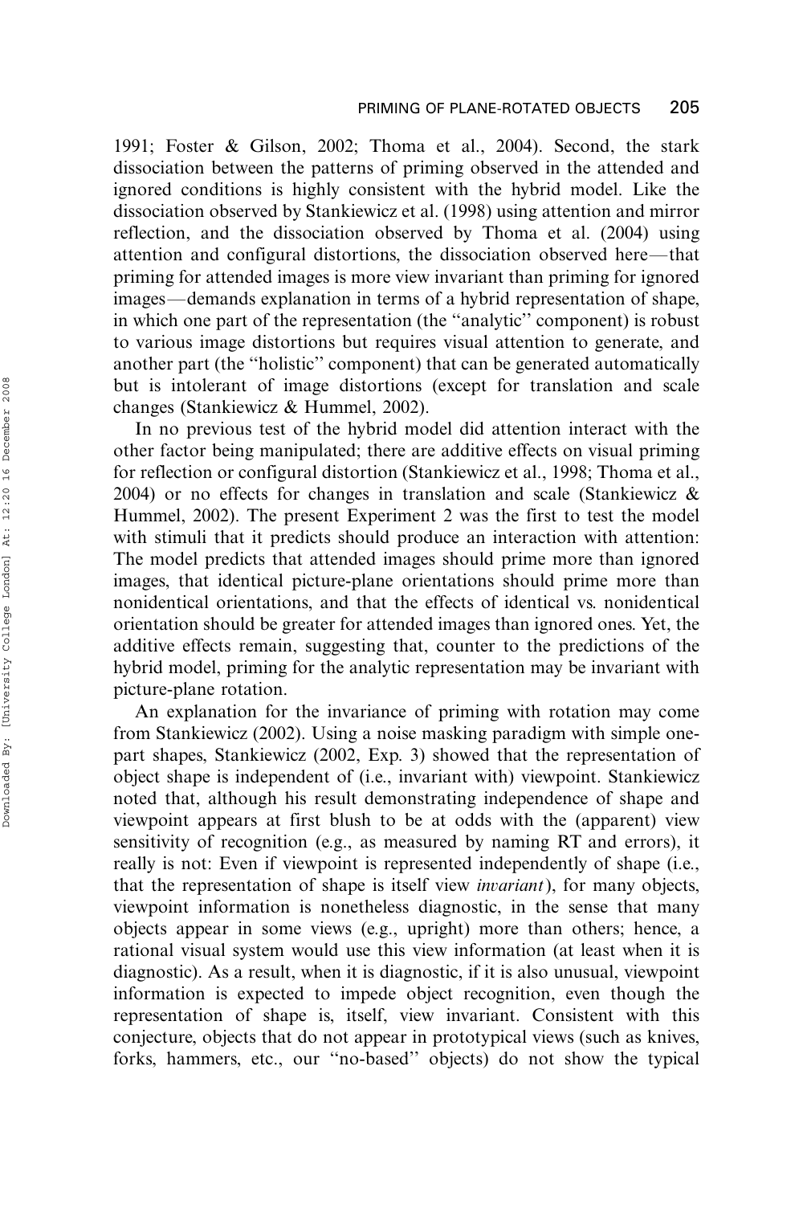1991; Foster & Gilson, 2002; Thoma et al., 2004). Second, the stark dissociation between the patterns of priming observed in the attended and ignored conditions is highly consistent with the hybrid model. Like the dissociation observed by Stankiewicz et al. (1998) using attention and mirror reflection, and the dissociation observed by Thoma et al. (2004) using attention and configural distortions, the dissociation observed here—that priming for attended images is more view invariant than priming for ignored images—demands explanation in terms of a hybrid representation of shape, in which one part of the representation (the "analytic" component) is robust to various image distortions but requires visual attention to generate, and another part (the "holistic" component) that can be generated automatically but is intolerant of image distortions (except for translation and scale changes (Stankiewicz & Hummel, 2002).

In no previous test of the hybrid model did attention interact with the other factor being manipulated; there are additive effects on visual priming for reflection or configural distortion (Stankiewicz et al., 1998; Thoma et al., 2004) or no effects for changes in translation and scale (Stankiewicz & Hummel, 2002). The present Experiment 2 was the first to test the model with stimuli that it predicts should produce an interaction with attention: The model predicts that attended images should prime more than ignored images, that identical picture-plane orientations should prime more than nonidentical orientations, and that the effects of identical vs. nonidentical orientation should be greater for attended images than ignored ones. Yet, the additive effects remain, suggesting that, counter to the predictions of the hybrid model, priming for the analytic representation may be invariant with picture-plane rotation.

An explanation for the invariance of priming with rotation may come from Stankiewicz (2002). Using a noise masking paradigm with simple one-part shapes, Stankiewicz (2002, Exp. 3) showed that the representation of object shape is independent of (i.e., invariant with) viewpoint. Stankiewicz noted that, although his result demonstrating independence of shape and viewpoint appears at first blush to be at odds with the (apparent) view sensitivity of recognition (e.g., as measured by naming RT and errors), it really is not: Even if viewpoint is represented independently of shape (i.e., that the representation of shape is itself view *invariant*), for many objects, viewpoint information is nonetheless diagnostic, in the sense that many objects appear in some views (e.g., upright) more than others; hence, a rational visual system would use this view information (at least when it is diagnostic). As a result, when it is diagnostic, if it is also unusual, viewpoint information is expected to impede object recognition, even though the representation of shape is, itself, view invariant. Consistent with this conjecture, objects that do not appear in prototypical views (such as knives, forks, hammers, etc., our "no-based" objects) do not show the typical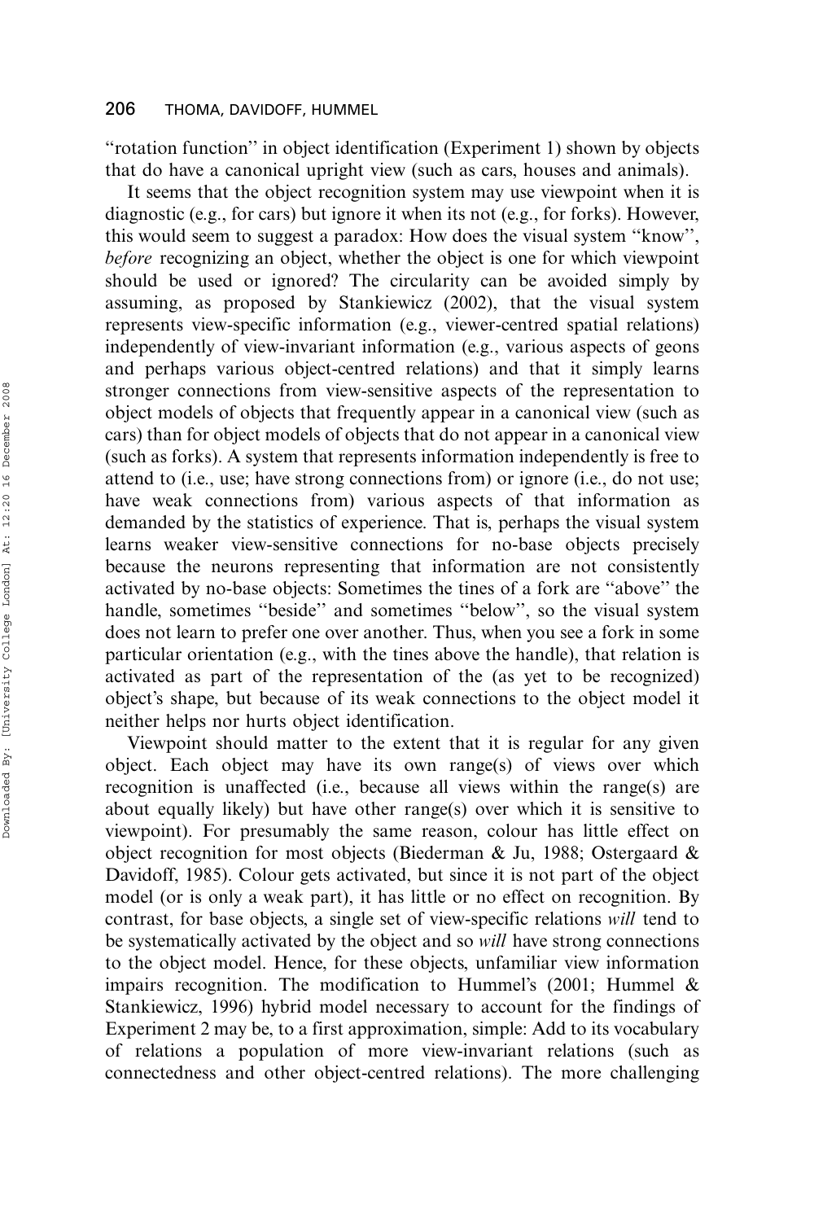"rotation function" in object identification (Experiment 1) shown by objects that do have a canonical upright view (such as cars, houses and animals).

It seems that the object recognition system may use viewpoint when it is diagnostic (e.g., for cars) but ignore it when its not (e.g., for forks). However, this would seem to suggest a paradox: How does the visual system "know", *before* recognizing an object, whether the object is one for which viewpoint should be used or ignored? The circularity can be avoided simply by assuming, as proposed by Stankiewicz (2002), that the visual system represents view-specific information (e.g., viewer-centred spatial relations) independently of view-invariant information (e.g., various aspects of geons and perhaps various object-centred relations) and that it simply learns stronger connections from view-sensitive aspects of the representation to object models of objects that frequently appear in a canonical view (such as cars) than for object models of objects that do not appear in a canonical view (such as forks). A system that represents information independently is free to attend to (i.e., use; have strong connections from) or ignore (i.e., do not use; have weak connections from) various aspects of that information as demanded by the statistics of experience. That is, perhaps the visual system learns weaker view-sensitive connections for no-base objects precisely because the neurons representing that information are not consistently activated by no-base objects: Sometimes the tines of a fork are "above" the handle, sometimes "beside" and sometimes "below", so the visual system does not learn to prefer one over another. Thus, when you see a fork in some particular orientation (e.g., with the tines above the handle), that relation is activated as part of the representation of the (as yet to be recognized) object's shape, but because of its weak connections to the object model it neither helps nor hurts object identification.

Viewpoint should matter to the extent that it is regular for any given object. Each object may have its own range(s) of views over which recognition is unaffected (i.e., because all views within the range(s) are about equally likely) but have other range(s) over which it is sensitive to viewpoint). For presumably the same reason, colour has little effect on object recognition for most objects (Biederman & Ju, 1988; Ostergaard & Davidoff, 1985). Colour gets activated, but since it is not part of the object model (or is only a weak part), it has little or no effect on recognition. By contrast, for base objects, a single set of view-specific relations *will* tend to be systematically activated by the object and so *will* have strong connections to the object model. Hence, for these objects, unfamiliar view information impairs recognition. The modification to Hummel's (2001; Hummel & Stankiewicz, 1996) hybrid model necessary to account for the findings of Experiment 2 may be, to a first approximation, simple: Add to its vocabulary of relations a population of more view-invariant relations (such as connectedness and other object-centred relations). The more challenging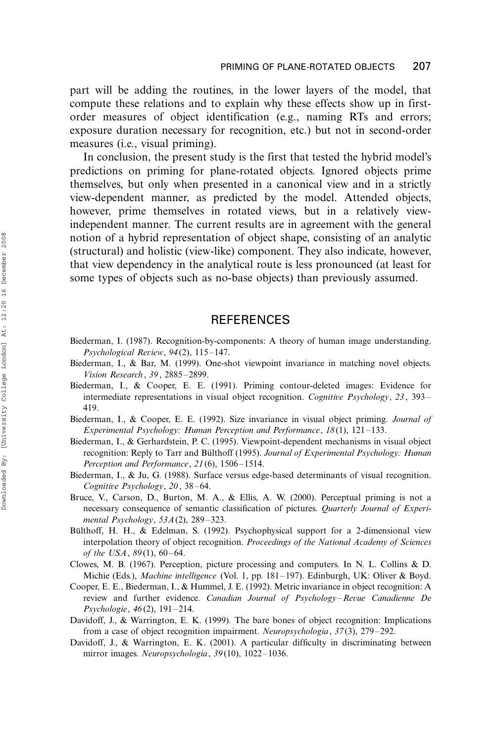part will be adding the routines, in the lower layers of the model, that compute these relations and to explain why these effects show up in first-order measures of object identification (e.g., naming RTs and errors; exposure duration necessary for recognition, etc.) but not in second-order measures (i.e., visual priming).

In conclusion, the present study is the first that tested the hybrid model's predictions on priming for plane-rotated objects. Ignored objects prime themselves, but only when presented in a canonical view and in a strictly view-dependent manner, as predicted by the model. Attended objects, however, prime themselves in rotated views, but in a relatively view-independent manner. The current results are in agreement with the general notion of a hybrid representation of object shape, consisting of an analytic (structural) and holistic (view-like) component. They also indicate, however, that view dependency in the analytical route is less pronounced (at least for some types of objects such as no-base objects) than previously assumed.

## REFERENCES

Biederman, I. (1987). Recognition-by-components: A theory of human image understanding. *Psychological Review*, *94*(2), 115–147.

Biederman, I., & Bar, M. (1999). One-shot viewpoint invariance in matching novel objects. *Vision Research*, *39*, 2885–2899.

Biederman, I., & Cooper, E. E. (1991). Priming contour-deleted images: Evidence for intermediate representations in visual object recognition. *Cognitive Psychology*, *23*, 393–419.

Biederman, I., & Cooper, E. E. (1992). Size invariance in visual object priming. *Journal of Experimental Psychology: Human Perception and Performance*, *18*(1), 121–133.

Biederman, I., & Gerhardstein, P. C. (1995). Viewpoint-dependent mechanisms in visual object recognition: Reply to Tarr and Bülthoff (1995). *Journal of Experimental Psychology: Human Perception and Performance*, *21*(6), 1506–1514.

Biederman, I., & Ju, G. (1988). Surface versus edge-based determinants of visual recognition. *Cognitive Psychology*, *20*, 38–64.

Bruce, V., Carson, D., Burton, M. A., & Ellis, A. W. (2000). Perceptual priming is not a necessary consequence of semantic classification of pictures. *Quarterly Journal of Experimental Psychology*, *53A*(2), 289–323.

Bülthoff, H. H., & Edelman, S. (1992). Psychophysical support for a 2-dimensional view interpolation theory of object recognition. *Proceedings of the National Academy of Sciences of the USA*, *89*(1), 60–64.

Clowes, M. B. (1967). Perception, picture processing and computers. In N. L. Collins & D. Michie (Eds.), *Machine intelligence* (Vol. 1, pp. 181–197). Edinburgh, UK: Oliver & Boyd.

Cooper, E. E., Biederman, I., & Hummel, J. E. (1992). Metric invariance in object recognition: A review and further evidence. *Canadian Journal of Psychology–Revue Canadienne De Psychologie*, *46*(2), 191–214.

Davidoff, J., & Warrington, E. K. (1999). The bare bones of object recognition: Implications from a case of object recognition impairment. *Neuropsychologia*, *37*(3), 279–292.

Davidoff, J., & Warrington, E. K. (2001). A particular difficulty in discriminating between mirror images. *Neuropsychologia*, *39*(10), 1022–1036.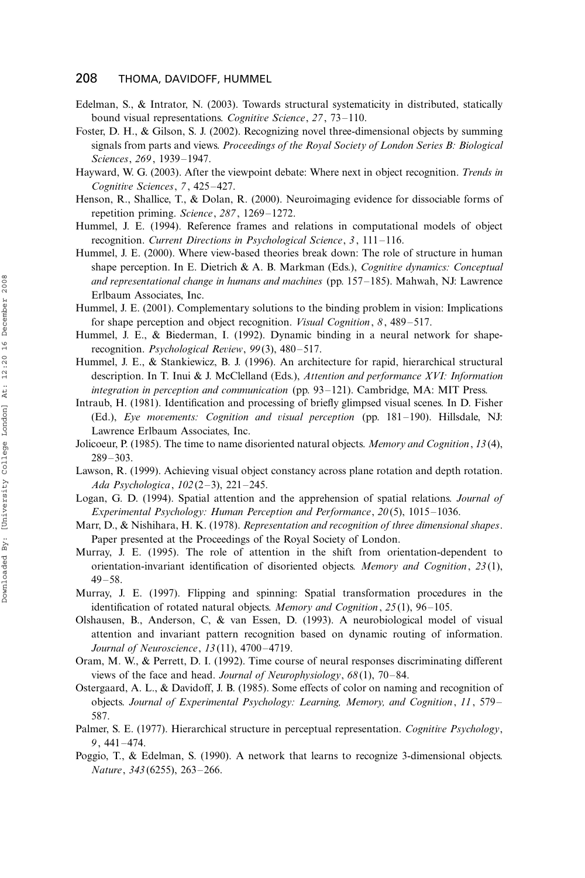Edelman, S., & Intrator, N. (2003). Towards structural systematicity in distributed, statically bound visual representations. *Cognitive Science*, *27*, 73–110.

Foster, D. H., & Gilson, S. J. (2002). Recognizing novel three-dimensional objects by summing signals from parts and views. *Proceedings of the Royal Society of London Series B: Biological Sciences*, *269*, 1939–1947.

Hayward, W. G. (2003). After the viewpoint debate: Where next in object recognition. *Trends in Cognitive Sciences*, *7*, 425–427.

Henson, R., Shallice, T., & Dolan, R. (2000). Neuroimaging evidence for dissociable forms of repetition priming. *Science*, *287*, 1269–1272.

Hummel, J. E. (1994). Reference frames and relations in computational models of object recognition. *Current Directions in Psychological Science*, *3*, 111–116.

Hummel, J. E. (2000). Where view-based theories break down: The role of structure in human shape perception. In E. Dietrich & A. B. Markman (Eds.), *Cognitive dynamics: Conceptual and representational change in humans and machines* (pp. 157–185). Mahwah, NJ: Lawrence Erlbaum Associates, Inc.

Hummel, J. E. (2001). Complementary solutions to the binding problem in vision: Implications for shape perception and object recognition. *Visual Cognition*, *8*, 489–517.

Hummel, J. E., & Biederman, I. (1992). Dynamic binding in a neural network for shape-recognition. *Psychological Review*, *99*(3), 480–517.

Hummel, J. E., & Stankiewicz, B. J. (1996). An architecture for rapid, hierarchical structural description. In T. Inui & J. McClelland (Eds.), *Attention and performance XVI: Information integration in perception and communication* (pp. 93–121). Cambridge, MA: MIT Press.

Intraub, H. (1981). Identification and processing of briefly glimpsed visual scenes. In D. Fisher (Ed.), *Eye movements: Cognition and visual perception* (pp. 181–190). Hillsdale, NJ: Lawrence Erlbaum Associates, Inc.

Jolicoeur, P. (1985). The time to name disoriented natural objects. *Memory and Cognition*, *13*(4), 289–303.

Lawson, R. (1999). Achieving visual object constancy across plane rotation and depth rotation. *Ada Psychologica*, *102*(2–3), 221–245.

Logan, G. D. (1994). Spatial attention and the apprehension of spatial relations. *Journal of Experimental Psychology: Human Perception and Performance*, *20*(5), 1015–1036.

Marr, D., & Nishihara, H. K. (1978). *Representation and recognition of three dimensional shapes*. Paper presented at the Proceedings of the Royal Society of London.

Murray, J. E. (1995). The role of attention in the shift from orientation-dependent to orientation-invariant identification of disoriented objects. *Memory and Cognition*, *23*(1), 49–58.

Murray, J. E. (1997). Flipping and spinning: Spatial transformation procedures in the identification of rotated natural objects. *Memory and Cognition*, *25*(1), 96–105.

Olshausen, B., Anderson, C, & van Essen, D. (1993). A neurobiological model of visual attention and invariant pattern recognition based on dynamic routing of information. *Journal of Neuroscience*, *13*(11), 4700–4719.

Oram, M. W., & Perrett, D. I. (1992). Time course of neural responses discriminating different views of the face and head. *Journal of Neurophysiology*, *68*(1), 70–84.

Ostergaard, A. L., & Davidoff, J. B. (1985). Some effects of color on naming and recognition of objects. *Journal of Experimental Psychology: Learning, Memory, and Cognition*, *11*, 579–587.

Palmer, S. E. (1977). Hierarchical structure in perceptual representation. *Cognitive Psychology*, *9*, 441–474.

Poggio, T., & Edelman, S. (1990). A network that learns to recognize 3-dimensional objects. *Nature*, *343*(6255), 263–266.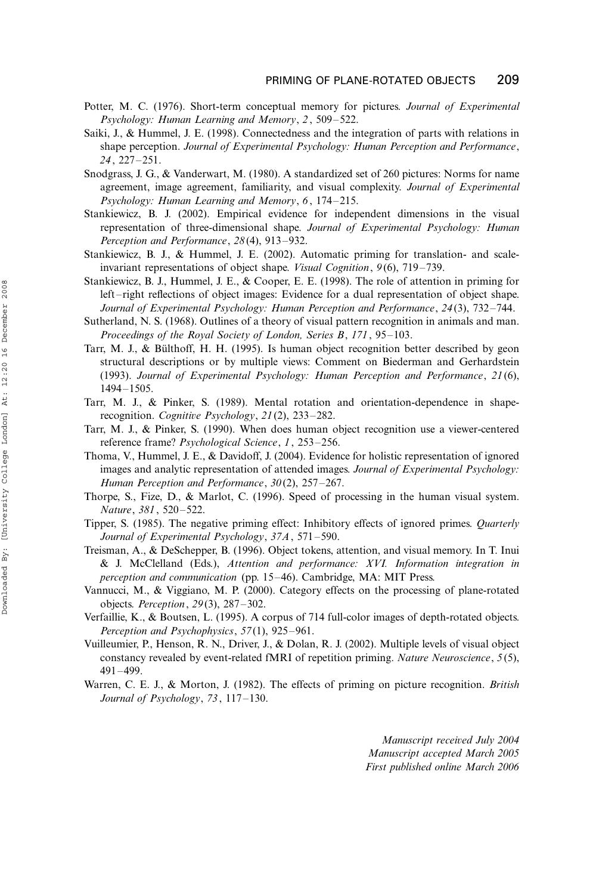Potter, M. C. (1976). Short-term conceptual memory for pictures. *Journal of Experimental Psychology: Human Learning and Memory*, *2*, 509–522.

Saiki, J., & Hummel, J. E. (1998). Connectedness and the integration of parts with relations in shape perception. *Journal of Experimental Psychology: Human Perception and Performance*, *24*, 227–251.

Snodgrass, J. G., & Vanderwart, M. (1980). A standardized set of 260 pictures: Norms for name agreement, image agreement, familiarity, and visual complexity. *Journal of Experimental Psychology: Human Learning and Memory*, *6*, 174–215.

Stankiewicz, B. J. (2002). Empirical evidence for independent dimensions in the visual representation of three-dimensional shape. *Journal of Experimental Psychology: Human Perception and Performance*, *28*(4), 913–932.

Stankiewicz, B. J., & Hummel, J. E. (2002). Automatic priming for translation- and scale-invariant representations of object shape. *Visual Cognition*, *9*(6), 719–739.

Stankiewicz, B. J., Hummel, J. E., & Cooper, E. E. (1998). The role of attention in priming for left–right reflections of object images: Evidence for a dual representation of object shape. *Journal of Experimental Psychology: Human Perception and Performance*, *24*(3), 732–744.

Sutherland, N. S. (1968). Outlines of a theory of visual pattern recognition in animals and man. *Proceedings of the Royal Society of London, Series B*, *171*, 95–103.

Tarr, M. J., & Bülthoff, H. H. (1995). Is human object recognition better described by geon structural descriptions or by multiple views: Comment on Biederman and Gerhardstein (1993). *Journal of Experimental Psychology: Human Perception and Performance*, *21*(6), 1494–1505.

Tarr, M. J., & Pinker, S. (1989). Mental rotation and orientation-dependence in shape-recognition. *Cognitive Psychology*, *21*(2), 233–282.

Tarr, M. J., & Pinker, S. (1990). When does human object recognition use a viewer-centered reference frame? *Psychological Science*, *1*, 253–256.

Thoma, V., Hummel, J. E., & Davidoff, J. (2004). Evidence for holistic representation of ignored images and analytic representation of attended images. *Journal of Experimental Psychology: Human Perception and Performance*, *30*(2), 257–267.

Thorpe, S., Fize, D., & Marlot, C. (1996). Speed of processing in the human visual system. *Nature*, *381*, 520–522.

Tipper, S. (1985). The negative priming effect: Inhibitory effects of ignored primes. *Quarterly Journal of Experimental Psychology*, *37A*, 571–590.

Treisman, A., & DeSchepper, B. (1996). Object tokens, attention, and visual memory. In T. Inui & J. McClelland (Eds.), *Attention and performance: XVI. Information integration in perception and communication* (pp. 15–46). Cambridge, MA: MIT Press.

Vannucci, M., & Viggiano, M. P. (2000). Category effects on the processing of plane-rotated objects. *Perception*, *29*(3), 287–302.

Verfaillie, K., & Boutsen, L. (1995). A corpus of 714 full-color images of depth-rotated objects. *Perception and Psychophysics*, *57*(1), 925–961.

Vuilleumier, P., Henson, R. N., Driver, J., & Dolan, R. J. (2002). Multiple levels of visual object constancy revealed by event-related fMRI of repetition priming. *Nature Neuroscience*, *5*(5), 491–499.

Warren, C. E. J., & Morton, J. (1982). The effects of priming on picture recognition. *British Journal of Psychology*, *73*, 117–130.

*Manuscript received July 2004*
*Manuscript accepted March 2005*
*First published online March 2006*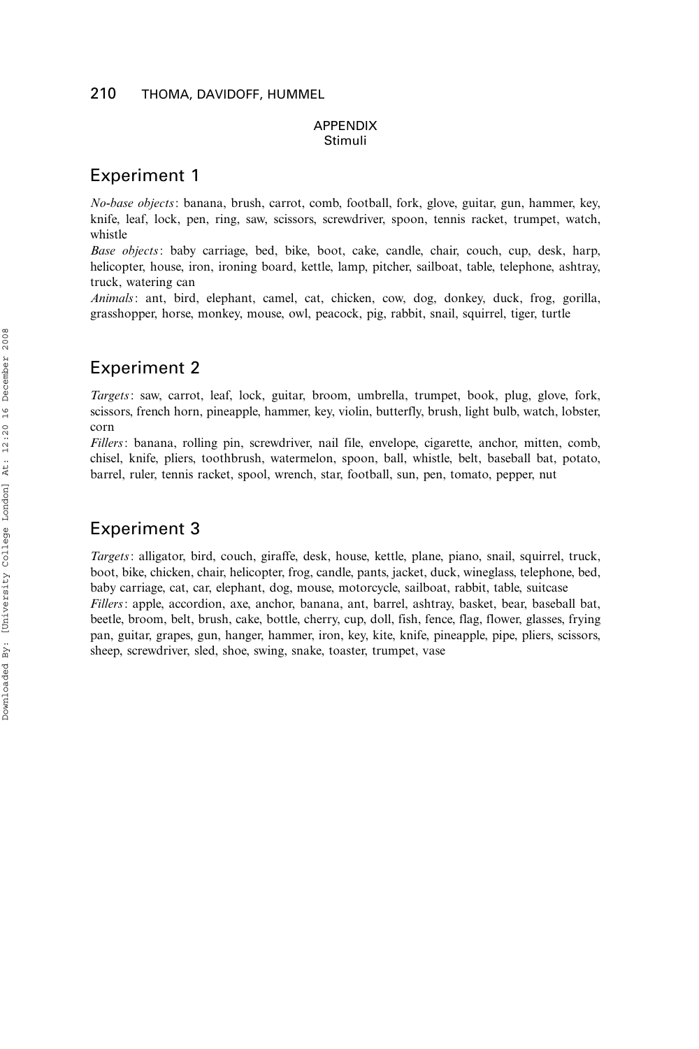## APPENDIX

### Stimuli

## Experiment 1

*No-base objects*: banana, brush, carrot, comb, football, fork, glove, guitar, gun, hammer, key, knife, leaf, lock, pen, ring, saw, scissors, screwdriver, spoon, tennis racket, trumpet, watch, whistle

*Base objects*: baby carriage, bed, bike, boot, cake, candle, chair, couch, cup, desk, harp, helicopter, house, iron, ironing board, kettle, lamp, pitcher, sailboat, table, telephone, ashtray, truck, watering can

*Animals*: ant, bird, elephant, camel, cat, chicken, cow, dog, donkey, duck, frog, gorilla, grasshopper, horse, monkey, mouse, owl, peacock, pig, rabbit, snail, squirrel, tiger, turtle

## Experiment 2

*Targets*: saw, carrot, leaf, lock, guitar, broom, umbrella, trumpet, book, plug, glove, fork, scissors, french horn, pineapple, hammer, key, violin, butterfly, brush, light bulb, watch, lobster, corn

*Fillers*: banana, rolling pin, screwdriver, nail file, envelope, cigarette, anchor, mitten, comb, chisel, knife, pliers, toothbrush, watermelon, spoon, ball, whistle, belt, baseball bat, potato, barrel, ruler, tennis racket, spool, wrench, star, football, sun, pen, tomato, pepper, nut

## Experiment 3

*Targets*: alligator, bird, couch, giraffe, desk, house, kettle, plane, piano, snail, squirrel, truck, boot, bike, chicken, chair, helicopter, frog, candle, pants, jacket, duck, wineglass, telephone, bed, baby carriage, cat, car, elephant, dog, mouse, motorcycle, sailboat, rabbit, table, suitcase

*Fillers*: apple, accordion, axe, anchor, banana, ant, barrel, ashtray, basket, bear, baseball bat, beetle, broom, belt, brush, cake, bottle, cherry, cup, doll, fish, fence, flag, flower, glasses, frying pan, guitar, grapes, gun, hanger, hammer, iron, key, kite, knife, pineapple, pipe, pliers, scissors, sheep, screwdriver, sled, shoe, swing, snake, toaster, trumpet, vase